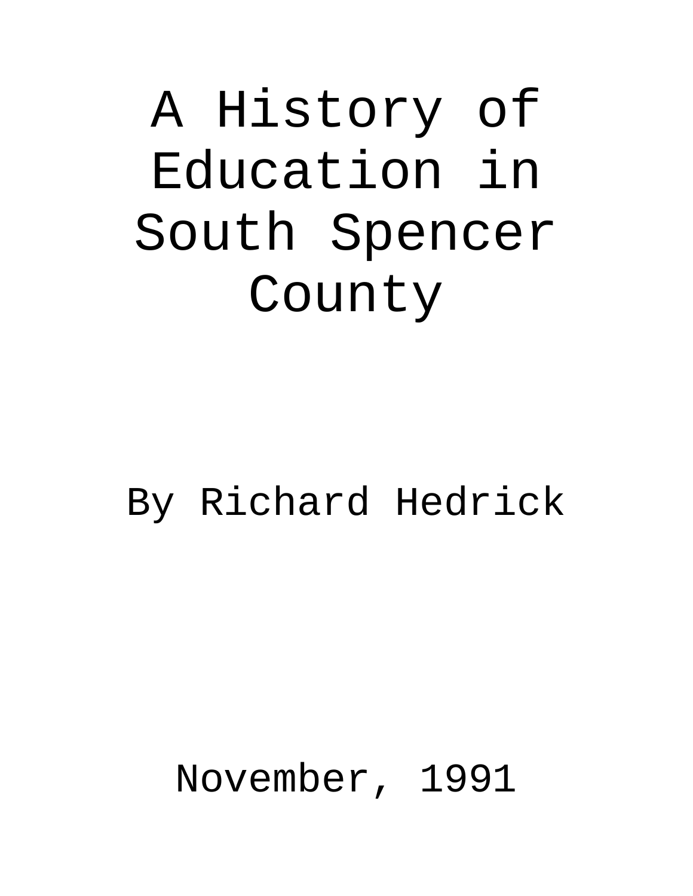# A History of Education in South Spencer County

By Richard Hedrick

November, 1991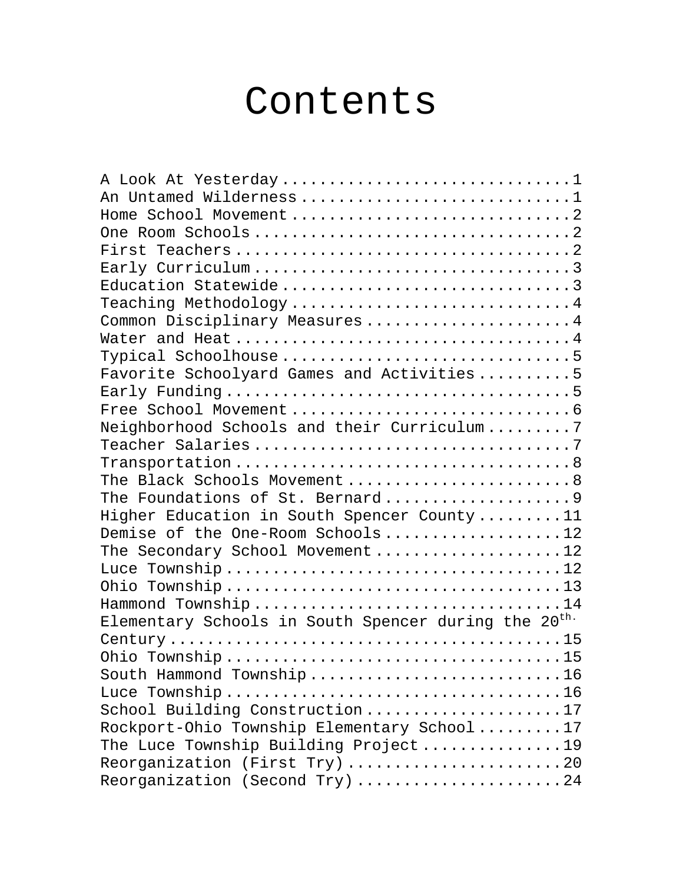# Contents

A Look At Yesterday .............................. 1
An Untamed Wilderness ............................ 1
Home School Movement ............................. 2
One Room Schools ................................. 2
First Teachers ................................... 2
Early Curriculum ................................. 3
Education Statewide .............................. 3
Teaching Methodology ............................. 4
Common Disciplinary Measures ..................... 4
Water and Heat ................................... 4
Typical Schoolhouse .............................. 5
Favorite Schoolyard Games and Activities ......... 5
Early Funding .................................... 5
Free School Movement ............................. 6
Neighborhood Schools and their Curriculum ........ 7
Teacher Salaries ................................. 7
Transportation ................................... 8
The Black Schools Movement ....................... 8
The Foundations of St. Bernard ................... 9
Higher Education in South Spencer County ......... 11
Demise of the One-Room Schools ................... 12
The Secondary School Movement .................... 12
Luce Township .................................... 12
Ohio Township .................................... 13
Hammond Township ................................. 14
Elementary Schools in South Spencer during the 20th. Century ........................................... 15
Ohio Township .................................... 15
South Hammond Township ........................... 16
Luce Township .................................... 16
School Building Construction ..................... 17
Rockport-Ohio Township Elementary School ......... 17
The Luce Township Building Project ............... 19
Reorganization (First Try) ....................... 20
Reorganization (Second Try) ...................... 24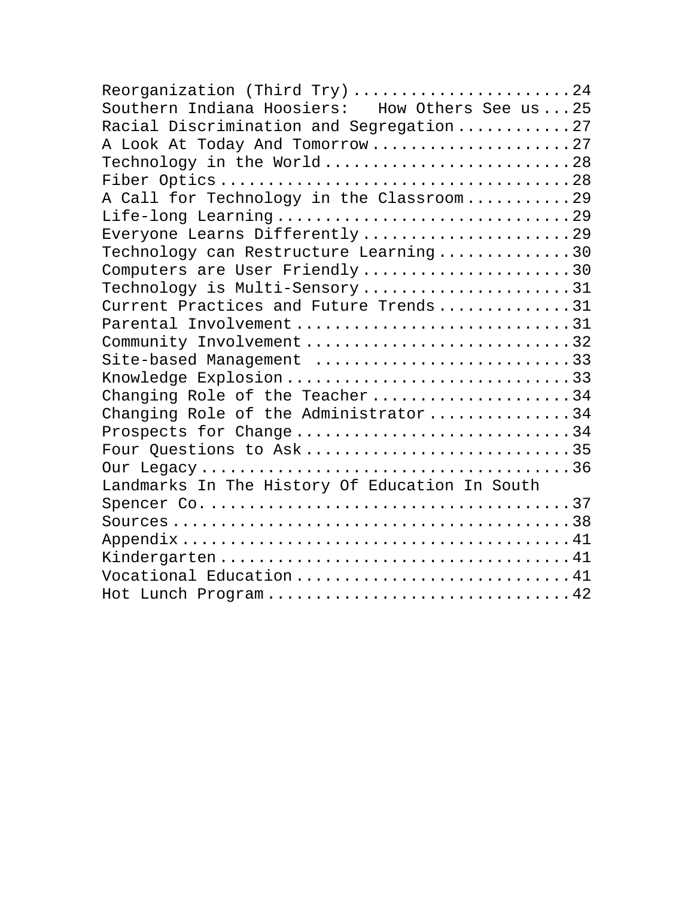Reorganization (Third Try) ....................... 24
Southern Indiana Hoosiers: How Others See us ... 25
Racial Discrimination and Segregation ............ 27
A Look At Today And Tomorrow ..................... 27
Technology in the World .......................... 28
Fiber Optics ..................................... 28
A Call for Technology in the Classroom ........... 29
Life-long Learning ............................... 29
Everyone Learns Differently ...................... 29
Technology can Restructure Learning .............. 30
Computers are User Friendly ...................... 30
Technology is Multi-Sensory ...................... 31
Current Practices and Future Trends .............. 31
Parental Involvement ............................. 31
Community Involvement ............................ 32
Site-based Management ............................ 33
Knowledge Explosion .............................. 33
Changing Role of the Teacher ..................... 34
Changing Role of the Administrator ............... 34
Prospects for Change ............................. 34
Four Questions to Ask ............................ 35
Our Legacy ....................................... 36
Landmarks In The History Of Education In South Spencer Co. ....................................... 37
Sources .......................................... 38
Appendix ......................................... 41
Kindergarten ..................................... 41
Vocational Education ............................. 41
Hot Lunch Program ................................ 42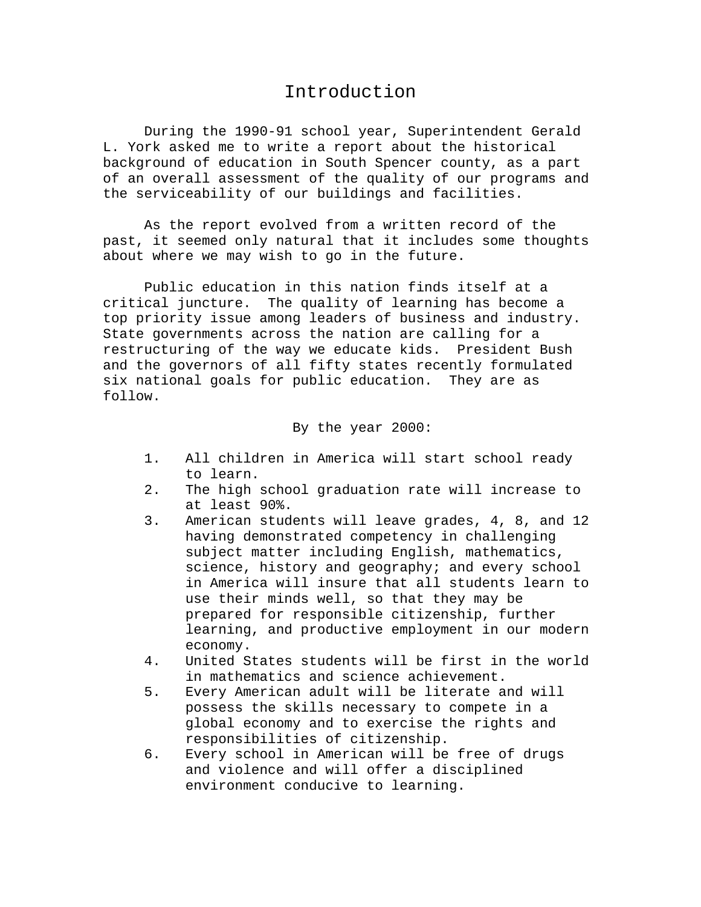# Introduction

During the 1990-91 school year, Superintendent Gerald L. York asked me to write a report about the historical background of education in South Spencer county, as a part of an overall assessment of the quality of our programs and the serviceability of our buildings and facilities.

As the report evolved from a written record of the past, it seemed only natural that it includes some thoughts about where we may wish to go in the future.

Public education in this nation finds itself at a critical juncture. The quality of learning has become a top priority issue among leaders of business and industry. State governments across the nation are calling for a restructuring of the way we educate kids. President Bush and the governors of all fifty states recently formulated six national goals for public education. They are as follow.

By the year 2000:

1. All children in America will start school ready to learn.
2. The high school graduation rate will increase to at least 90%.
3. American students will leave grades, 4, 8, and 12 having demonstrated competency in challenging subject matter including English, mathematics, science, history and geography; and every school in America will insure that all students learn to use their minds well, so that they may be prepared for responsible citizenship, further learning, and productive employment in our modern economy.
4. United States students will be first in the world in mathematics and science achievement.
5. Every American adult will be literate and will possess the skills necessary to compete in a global economy and to exercise the rights and responsibilities of citizenship.
6. Every school in American will be free of drugs and violence and will offer a disciplined environment conducive to learning.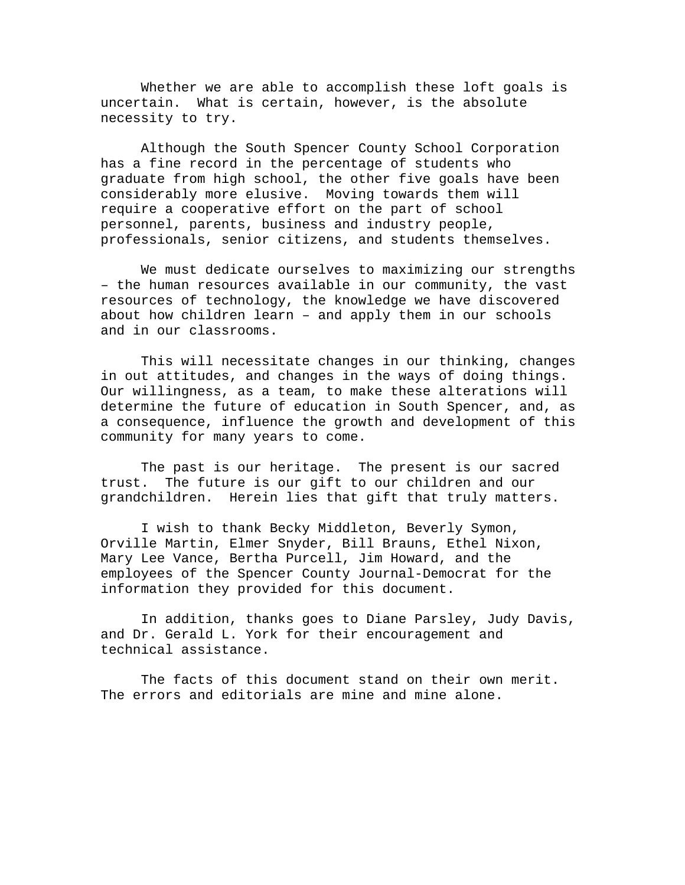Whether we are able to accomplish these loft goals is uncertain. What is certain, however, is the absolute necessity to try.

Although the South Spencer County School Corporation has a fine record in the percentage of students who graduate from high school, the other five goals have been considerably more elusive. Moving towards them will require a cooperative effort on the part of school personnel, parents, business and industry people, professionals, senior citizens, and students themselves.

We must dedicate ourselves to maximizing our strengths – the human resources available in our community, the vast resources of technology, the knowledge we have discovered about how children learn – and apply them in our schools and in our classrooms.

This will necessitate changes in our thinking, changes in out attitudes, and changes in the ways of doing things. Our willingness, as a team, to make these alterations will determine the future of education in South Spencer, and, as a consequence, influence the growth and development of this community for many years to come.

The past is our heritage. The present is our sacred trust. The future is our gift to our children and our grandchildren. Herein lies that gift that truly matters.

I wish to thank Becky Middleton, Beverly Symon, Orville Martin, Elmer Snyder, Bill Brauns, Ethel Nixon, Mary Lee Vance, Bertha Purcell, Jim Howard, and the employees of the Spencer County Journal-Democrat for the information they provided for this document.

In addition, thanks goes to Diane Parsley, Judy Davis, and Dr. Gerald L. York for their encouragement and technical assistance.

The facts of this document stand on their own merit. The errors and editorials are mine and mine alone.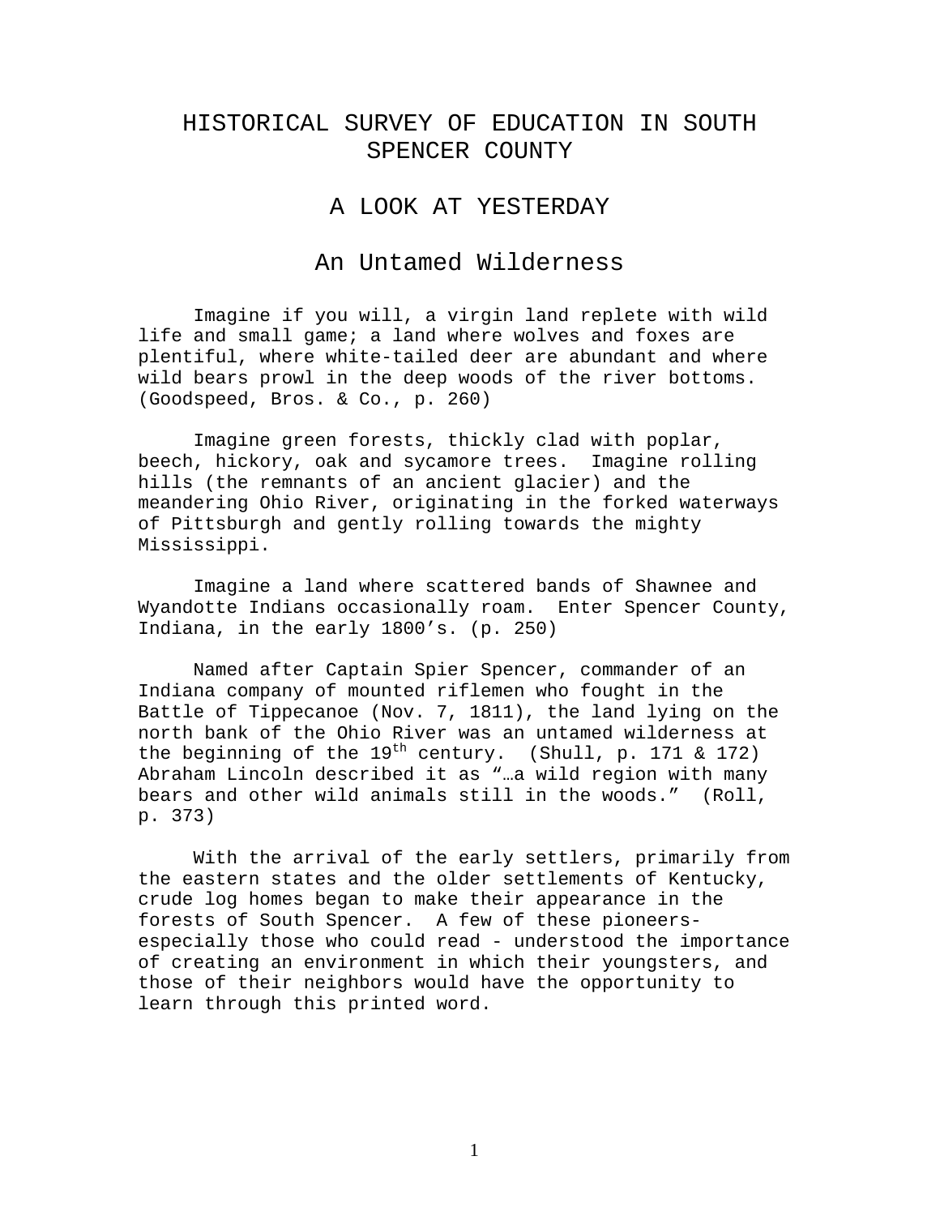# HISTORICAL SURVEY OF EDUCATION IN SOUTH SPENCER COUNTY

## A LOOK AT YESTERDAY

### An Untamed Wilderness

Imagine if you will, a virgin land replete with wild life and small game; a land where wolves and foxes are plentiful, where white-tailed deer are abundant and where wild bears prowl in the deep woods of the river bottoms. (Goodspeed, Bros. & Co., p. 260)

Imagine green forests, thickly clad with poplar, beech, hickory, oak and sycamore trees. Imagine rolling hills (the remnants of an ancient glacier) and the meandering Ohio River, originating in the forked waterways of Pittsburgh and gently rolling towards the mighty Mississippi.

Imagine a land where scattered bands of Shawnee and Wyandotte Indians occasionally roam. Enter Spencer County, Indiana, in the early 1800's. (p. 250)

Named after Captain Spier Spencer, commander of an Indiana company of mounted riflemen who fought in the Battle of Tippecanoe (Nov. 7, 1811), the land lying on the north bank of the Ohio River was an untamed wilderness at the beginning of the 19th century. (Shull, p. 171 & 172) Abraham Lincoln described it as "…a wild region with many bears and other wild animals still in the woods." (Roll, p. 373)

With the arrival of the early settlers, primarily from the eastern states and the older settlements of Kentucky, crude log homes began to make their appearance in the forests of South Spencer. A few of these pioneers- especially those who could read - understood the importance of creating an environment in which their youngsters, and those of their neighbors would have the opportunity to learn through this printed word.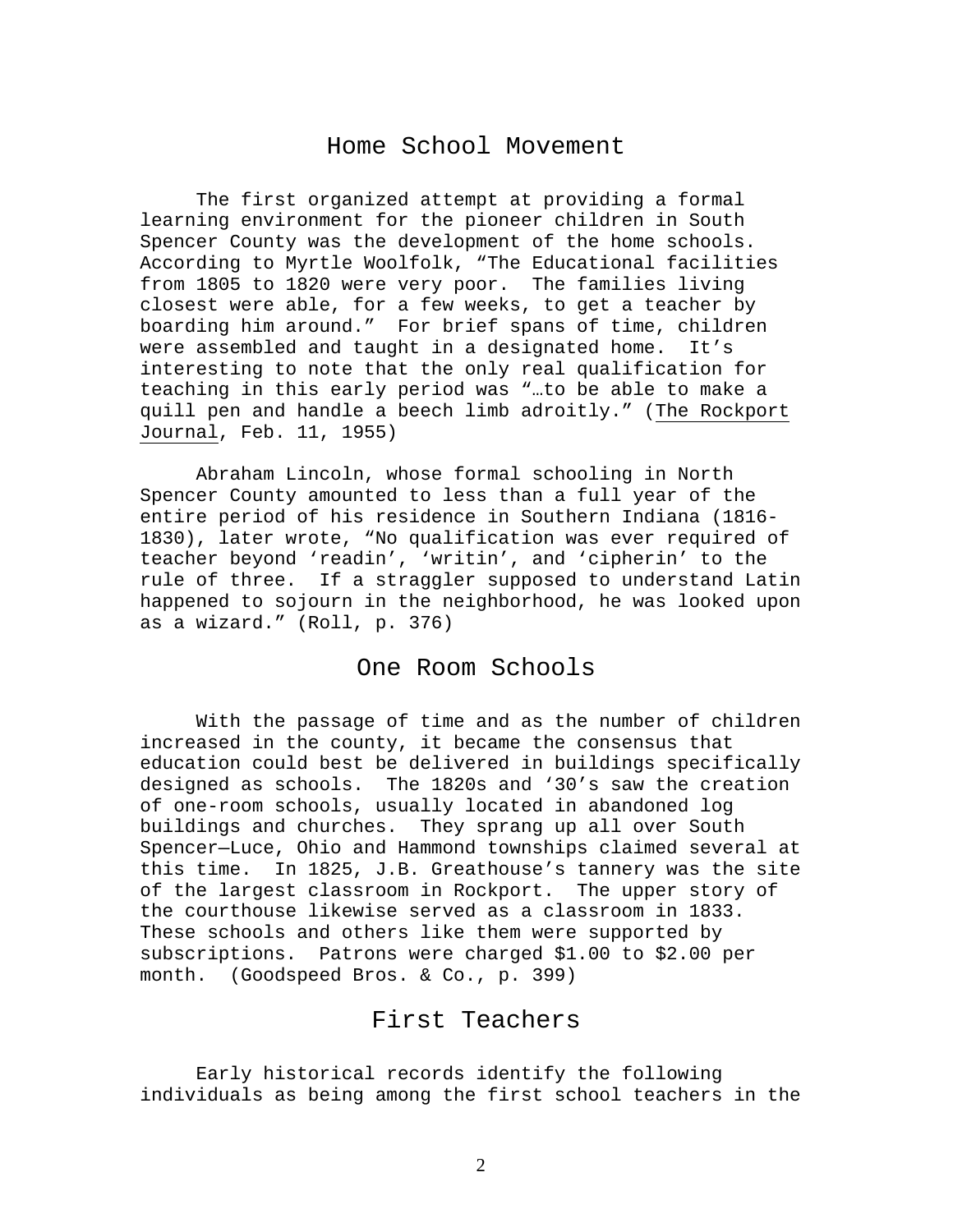## Home School Movement

The first organized attempt at providing a formal learning environment for the pioneer children in South Spencer County was the development of the home schools. According to Myrtle Woolfolk, "The Educational facilities from 1805 to 1820 were very poor. The families living closest were able, for a few weeks, to get a teacher by boarding him around." For brief spans of time, children were assembled and taught in a designated home. It's interesting to note that the only real qualification for teaching in this early period was "…to be able to make a quill pen and handle a beech limb adroitly." (The Rockport Journal, Feb. 11, 1955)

Abraham Lincoln, whose formal schooling in North Spencer County amounted to less than a full year of the entire period of his residence in Southern Indiana (1816-1830), later wrote, "No qualification was ever required of teacher beyond 'readin', 'writin', and 'cipherin' to the rule of three. If a straggler supposed to understand Latin happened to sojourn in the neighborhood, he was looked upon as a wizard." (Roll, p. 376)

## One Room Schools

With the passage of time and as the number of children increased in the county, it became the consensus that education could best be delivered in buildings specifically designed as schools. The 1820s and '30's saw the creation of one-room schools, usually located in abandoned log buildings and churches. They sprang up all over South Spencer—Luce, Ohio and Hammond townships claimed several at this time. In 1825, J.B. Greathouse's tannery was the site of the largest classroom in Rockport. The upper story of the courthouse likewise served as a classroom in 1833. These schools and others like them were supported by subscriptions. Patrons were charged $1.00 to $2.00 per month. (Goodspeed Bros. & Co., p. 399)

## First Teachers

Early historical records identify the following individuals as being among the first school teachers in the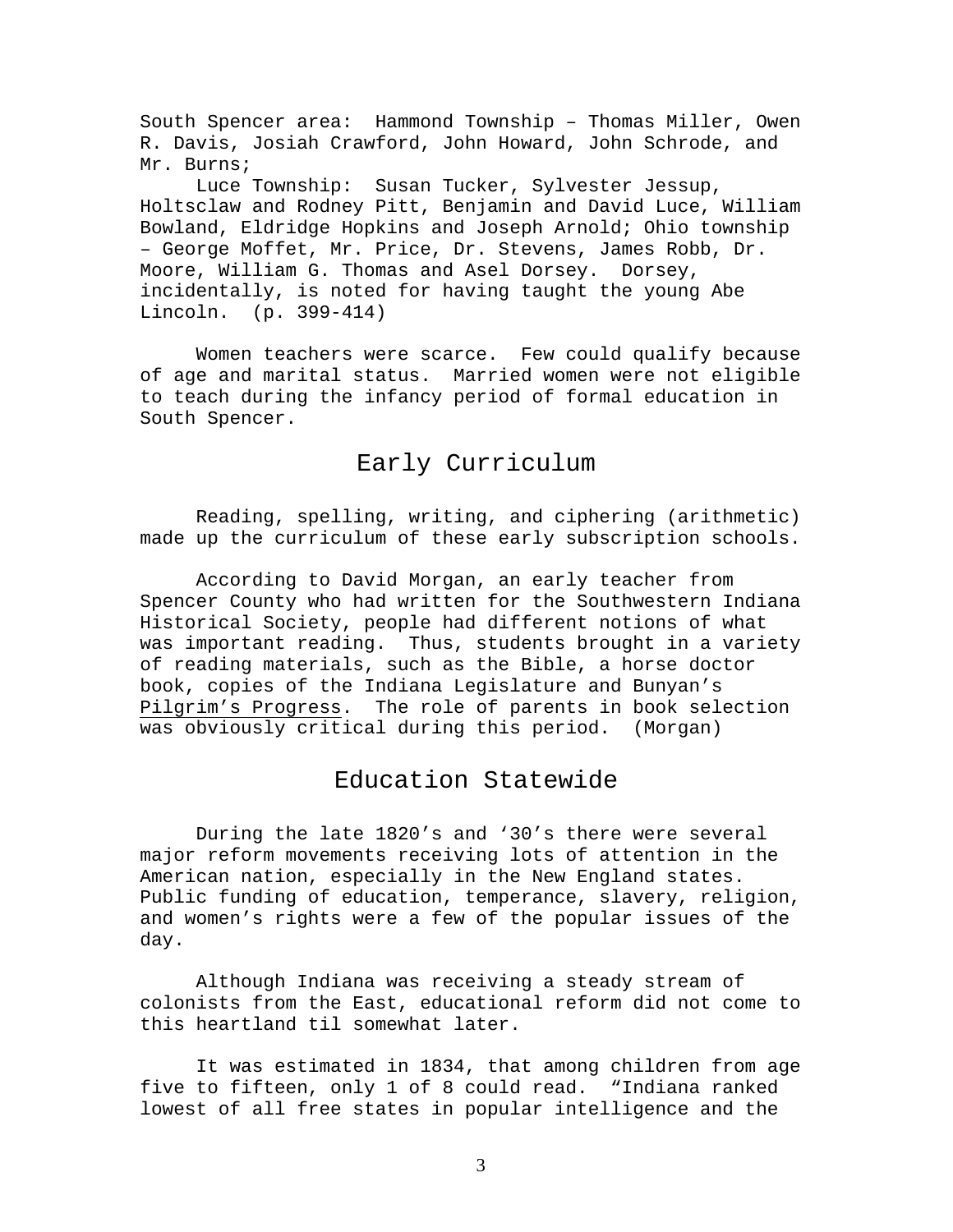South Spencer area: Hammond Township – Thomas Miller, Owen R. Davis, Josiah Crawford, John Howard, John Schrode, and Mr. Burns;

Luce Township: Susan Tucker, Sylvester Jessup, Holtsclaw and Rodney Pitt, Benjamin and David Luce, William Bowland, Eldridge Hopkins and Joseph Arnold; Ohio township – George Moffet, Mr. Price, Dr. Stevens, James Robb, Dr. Moore, William G. Thomas and Asel Dorsey. Dorsey, incidentally, is noted for having taught the young Abe Lincoln. (p. 399-414)

Women teachers were scarce. Few could qualify because of age and marital status. Married women were not eligible to teach during the infancy period of formal education in South Spencer.

## Early Curriculum

Reading, spelling, writing, and ciphering (arithmetic) made up the curriculum of these early subscription schools.

According to David Morgan, an early teacher from Spencer County who had written for the Southwestern Indiana Historical Society, people had different notions of what was important reading. Thus, students brought in a variety of reading materials, such as the Bible, a horse doctor book, copies of the Indiana Legislature and Bunyan's Pilgrim's Progress. The role of parents in book selection was obviously critical during this period. (Morgan)

## Education Statewide

During the late 1820's and '30's there were several major reform movements receiving lots of attention in the American nation, especially in the New England states. Public funding of education, temperance, slavery, religion, and women's rights were a few of the popular issues of the day.

Although Indiana was receiving a steady stream of colonists from the East, educational reform did not come to this heartland til somewhat later.

It was estimated in 1834, that among children from age five to fifteen, only 1 of 8 could read. "Indiana ranked lowest of all free states in popular intelligence and the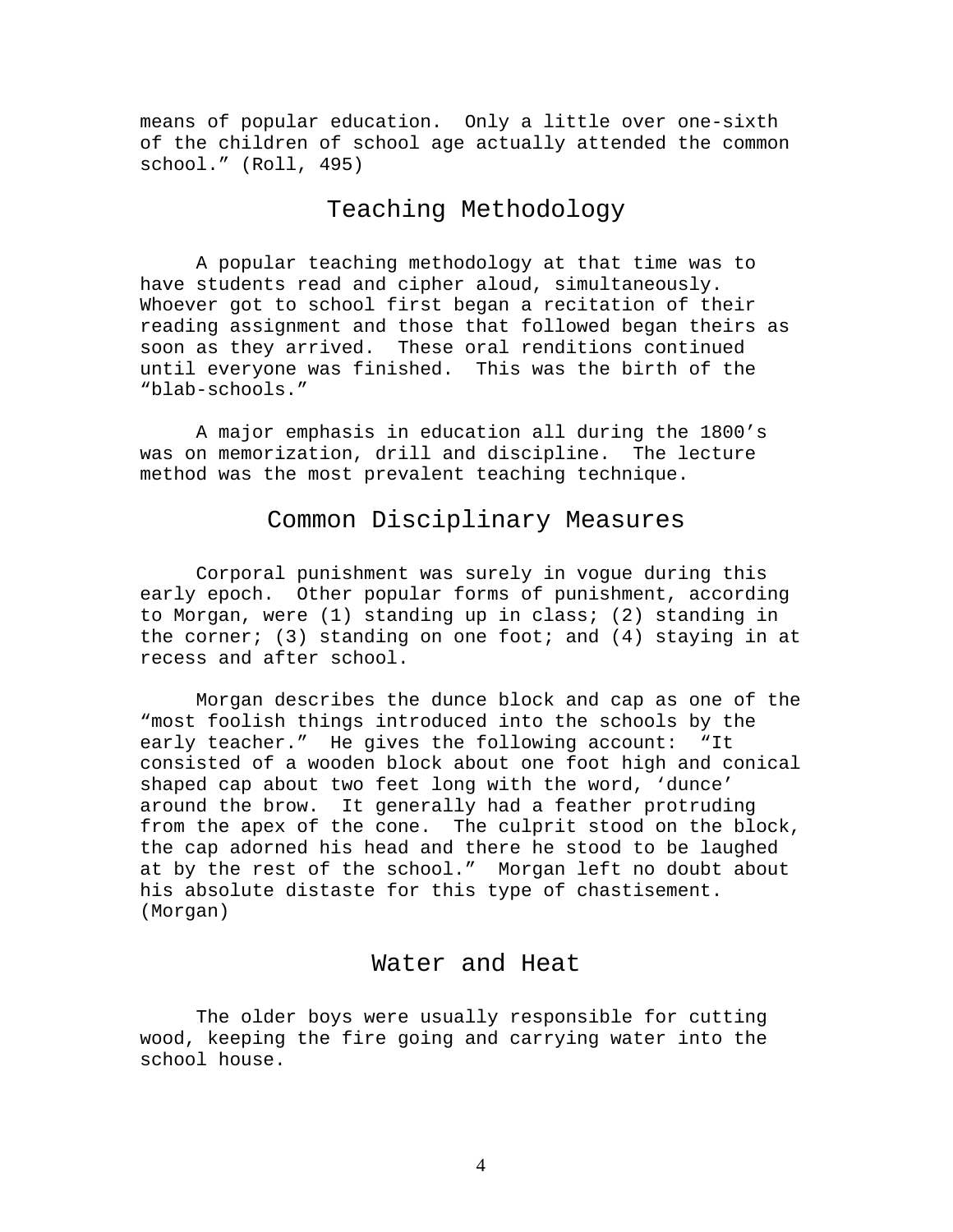means of popular education. Only a little over one-sixth of the children of school age actually attended the common school." (Roll, 495)

## Teaching Methodology

A popular teaching methodology at that time was to have students read and cipher aloud, simultaneously. Whoever got to school first began a recitation of their reading assignment and those that followed began theirs as soon as they arrived. These oral renditions continued until everyone was finished. This was the birth of the "blab-schools."

A major emphasis in education all during the 1800's was on memorization, drill and discipline. The lecture method was the most prevalent teaching technique.

## Common Disciplinary Measures

Corporal punishment was surely in vogue during this early epoch. Other popular forms of punishment, according to Morgan, were (1) standing up in class; (2) standing in the corner; (3) standing on one foot; and (4) staying in at recess and after school.

Morgan describes the dunce block and cap as one of the "most foolish things introduced into the schools by the early teacher." He gives the following account: "It consisted of a wooden block about one foot high and conical shaped cap about two feet long with the word, 'dunce' around the brow. It generally had a feather protruding from the apex of the cone. The culprit stood on the block, the cap adorned his head and there he stood to be laughed at by the rest of the school." Morgan left no doubt about his absolute distaste for this type of chastisement. (Morgan)

## Water and Heat

The older boys were usually responsible for cutting wood, keeping the fire going and carrying water into the school house.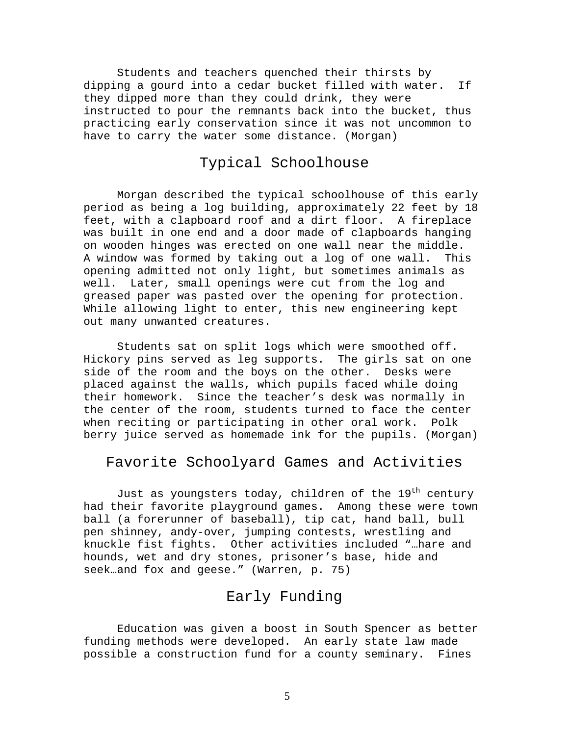Students and teachers quenched their thirsts by dipping a gourd into a cedar bucket filled with water. If they dipped more than they could drink, they were instructed to pour the remnants back into the bucket, thus practicing early conservation since it was not uncommon to have to carry the water some distance. (Morgan)

## Typical Schoolhouse

Morgan described the typical schoolhouse of this early period as being a log building, approximately 22 feet by 18 feet, with a clapboard roof and a dirt floor. A fireplace was built in one end and a door made of clapboards hanging on wooden hinges was erected on one wall near the middle. A window was formed by taking out a log of one wall. This opening admitted not only light, but sometimes animals as well. Later, small openings were cut from the log and greased paper was pasted over the opening for protection. While allowing light to enter, this new engineering kept out many unwanted creatures.

Students sat on split logs which were smoothed off. Hickory pins served as leg supports. The girls sat on one side of the room and the boys on the other. Desks were placed against the walls, which pupils faced while doing their homework. Since the teacher's desk was normally in the center of the room, students turned to face the center when reciting or participating in other oral work. Polk berry juice served as homemade ink for the pupils. (Morgan)

## Favorite Schoolyard Games and Activities

Just as youngsters today, children of the 19th century had their favorite playground games. Among these were town ball (a forerunner of baseball), tip cat, hand ball, bull pen shinney, andy-over, jumping contests, wrestling and knuckle fist fights. Other activities included "…hare and hounds, wet and dry stones, prisoner's base, hide and seek…and fox and geese." (Warren, p. 75)

## Early Funding

Education was given a boost in South Spencer as better funding methods were developed. An early state law made possible a construction fund for a county seminary. Fines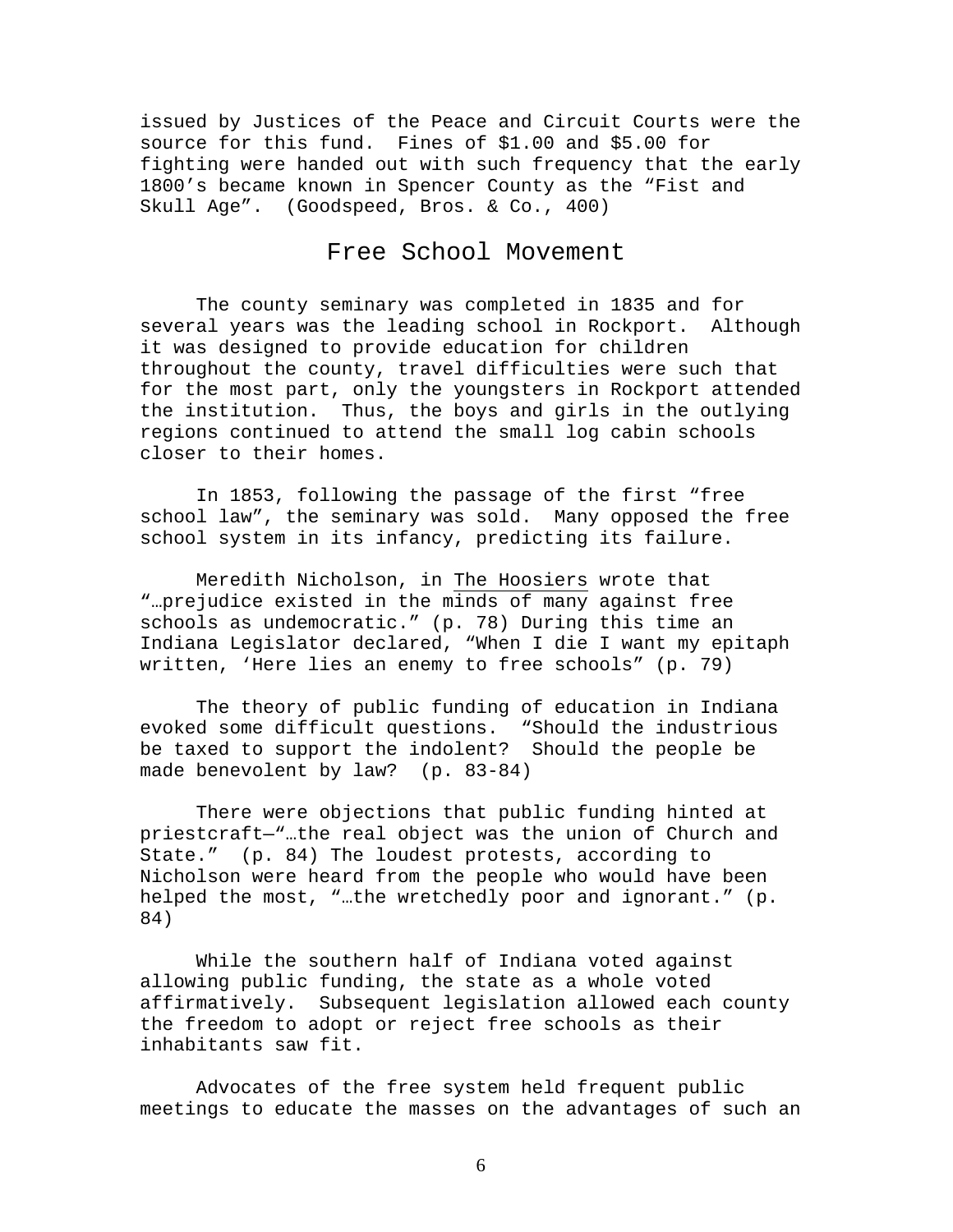issued by Justices of the Peace and Circuit Courts were the source for this fund. Fines of $1.00 and $5.00 for fighting were handed out with such frequency that the early 1800's became known in Spencer County as the "Fist and Skull Age". (Goodspeed, Bros. & Co., 400)

## Free School Movement

The county seminary was completed in 1835 and for several years was the leading school in Rockport. Although it was designed to provide education for children throughout the county, travel difficulties were such that for the most part, only the youngsters in Rockport attended the institution. Thus, the boys and girls in the outlying regions continued to attend the small log cabin schools closer to their homes.

In 1853, following the passage of the first "free school law", the seminary was sold. Many opposed the free school system in its infancy, predicting its failure.

Meredith Nicholson, in The Hoosiers wrote that "…prejudice existed in the minds of many against free schools as undemocratic." (p. 78) During this time an Indiana Legislator declared, "When I die I want my epitaph written, 'Here lies an enemy to free schools" (p. 79)

The theory of public funding of education in Indiana evoked some difficult questions. "Should the industrious be taxed to support the indolent? Should the people be made benevolent by law? (p. 83-84)

There were objections that public funding hinted at priestcraft—"…the real object was the union of Church and State." (p. 84) The loudest protests, according to Nicholson were heard from the people who would have been helped the most, "…the wretchedly poor and ignorant." (p. 84)

While the southern half of Indiana voted against allowing public funding, the state as a whole voted affirmatively. Subsequent legislation allowed each county the freedom to adopt or reject free schools as their inhabitants saw fit.

Advocates of the free system held frequent public meetings to educate the masses on the advantages of such an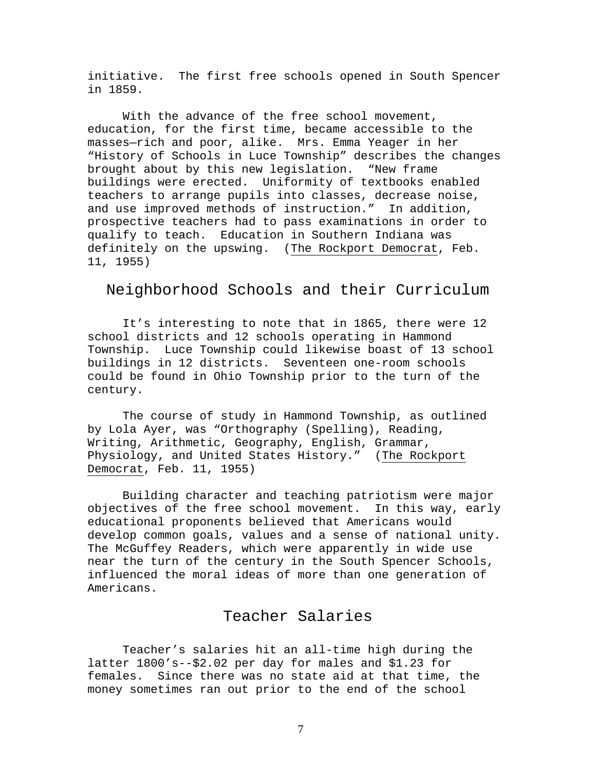initiative. The first free schools opened in South Spencer in 1859.

With the advance of the free school movement, education, for the first time, became accessible to the masses—rich and poor, alike. Mrs. Emma Yeager in her "History of Schools in Luce Township" describes the changes brought about by this new legislation. "New frame buildings were erected. Uniformity of textbooks enabled teachers to arrange pupils into classes, decrease noise, and use improved methods of instruction." In addition, prospective teachers had to pass examinations in order to qualify to teach. Education in Southern Indiana was definitely on the upswing. (The Rockport Democrat, Feb. 11, 1955)

## Neighborhood Schools and their Curriculum

It's interesting to note that in 1865, there were 12 school districts and 12 schools operating in Hammond Township. Luce Township could likewise boast of 13 school buildings in 12 districts. Seventeen one-room schools could be found in Ohio Township prior to the turn of the century.

The course of study in Hammond Township, as outlined by Lola Ayer, was "Orthography (Spelling), Reading, Writing, Arithmetic, Geography, English, Grammar, Physiology, and United States History." (The Rockport Democrat, Feb. 11, 1955)

Building character and teaching patriotism were major objectives of the free school movement. In this way, early educational proponents believed that Americans would develop common goals, values and a sense of national unity. The McGuffey Readers, which were apparently in wide use near the turn of the century in the South Spencer Schools, influenced the moral ideas of more than one generation of Americans.

## Teacher Salaries

Teacher's salaries hit an all-time high during the latter 1800's--$2.02 per day for males and $1.23 for females. Since there was no state aid at that time, the money sometimes ran out prior to the end of the school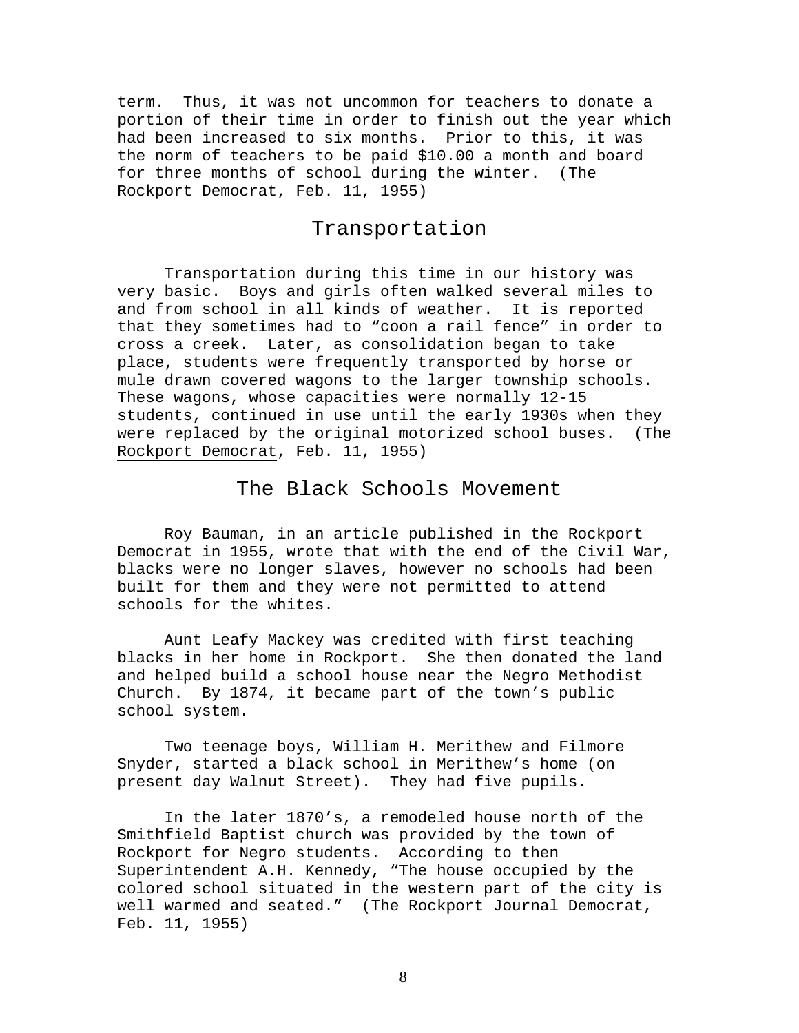term. Thus, it was not uncommon for teachers to donate a portion of their time in order to finish out the year which had been increased to six months. Prior to this, it was the norm of teachers to be paid $10.00 a month and board for three months of school during the winter. (The Rockport Democrat, Feb. 11, 1955)

## Transportation

Transportation during this time in our history was very basic. Boys and girls often walked several miles to and from school in all kinds of weather. It is reported that they sometimes had to "coon a rail fence" in order to cross a creek. Later, as consolidation began to take place, students were frequently transported by horse or mule drawn covered wagons to the larger township schools. These wagons, whose capacities were normally 12-15 students, continued in use until the early 1930s when they were replaced by the original motorized school buses. (The Rockport Democrat, Feb. 11, 1955)

## The Black Schools Movement

Roy Bauman, in an article published in the Rockport Democrat in 1955, wrote that with the end of the Civil War, blacks were no longer slaves, however no schools had been built for them and they were not permitted to attend schools for the whites.

Aunt Leafy Mackey was credited with first teaching blacks in her home in Rockport. She then donated the land and helped build a school house near the Negro Methodist Church. By 1874, it became part of the town's public school system.

Two teenage boys, William H. Merithew and Filmore Snyder, started a black school in Merithew's home (on present day Walnut Street). They had five pupils.

In the later 1870's, a remodeled house north of the Smithfield Baptist church was provided by the town of Rockport for Negro students. According to then Superintendent A.H. Kennedy, "The house occupied by the colored school situated in the western part of the city is well warmed and seated." (The Rockport Journal Democrat, Feb. 11, 1955)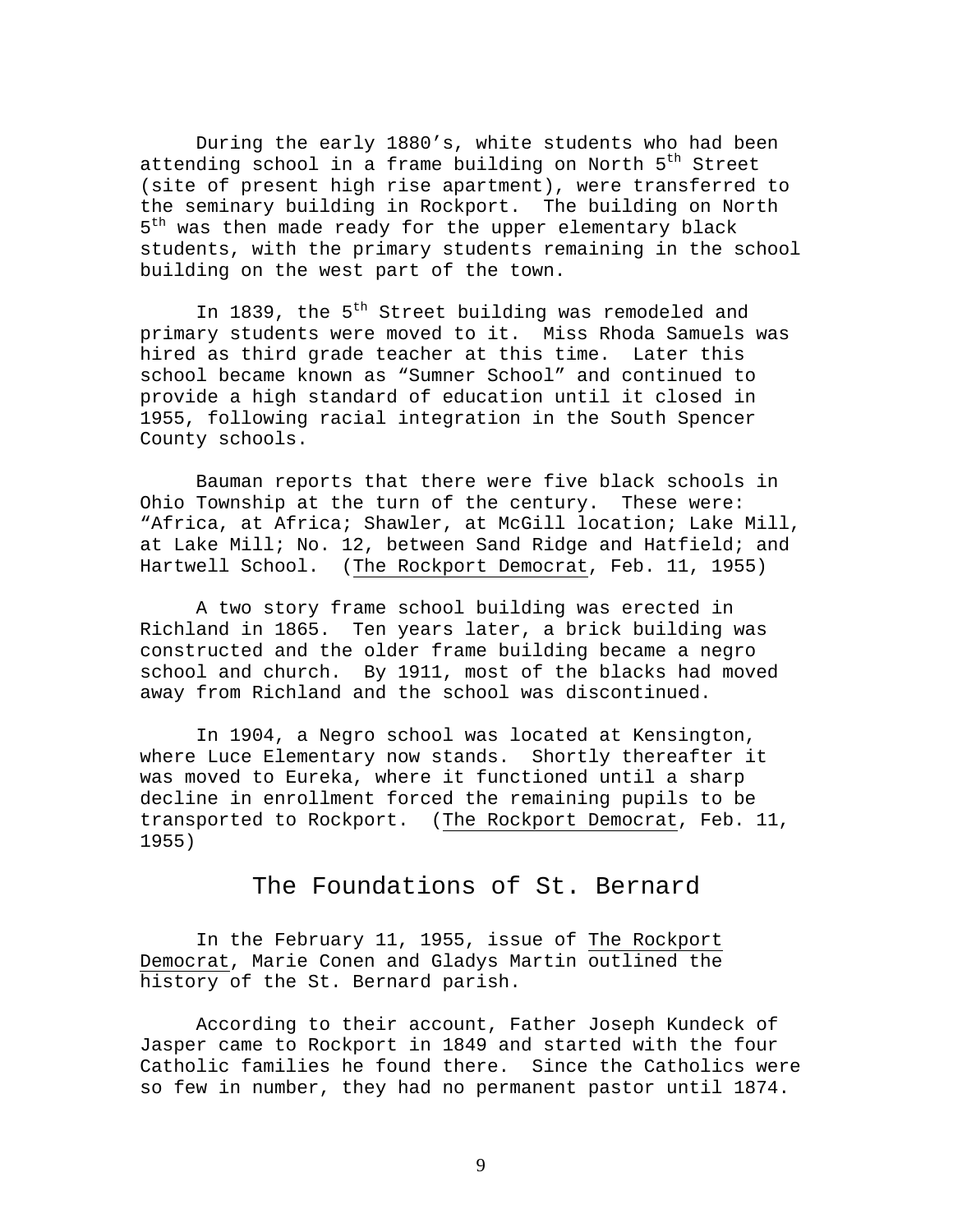During the early 1880's, white students who had been attending school in a frame building on North 5th Street (site of present high rise apartment), were transferred to the seminary building in Rockport. The building on North 5th was then made ready for the upper elementary black students, with the primary students remaining in the school building on the west part of the town.

In 1839, the 5th Street building was remodeled and primary students were moved to it. Miss Rhoda Samuels was hired as third grade teacher at this time. Later this school became known as "Sumner School" and continued to provide a high standard of education until it closed in 1955, following racial integration in the South Spencer County schools.

Bauman reports that there were five black schools in Ohio Township at the turn of the century. These were: "Africa, at Africa; Shawler, at McGill location; Lake Mill, at Lake Mill; No. 12, between Sand Ridge and Hatfield; and Hartwell School. (The Rockport Democrat, Feb. 11, 1955)

A two story frame school building was erected in Richland in 1865. Ten years later, a brick building was constructed and the older frame building became a negro school and church. By 1911, most of the blacks had moved away from Richland and the school was discontinued.

In 1904, a Negro school was located at Kensington, where Luce Elementary now stands. Shortly thereafter it was moved to Eureka, where it functioned until a sharp decline in enrollment forced the remaining pupils to be transported to Rockport. (The Rockport Democrat, Feb. 11, 1955)

## The Foundations of St. Bernard

In the February 11, 1955, issue of The Rockport Democrat, Marie Conen and Gladys Martin outlined the history of the St. Bernard parish.

According to their account, Father Joseph Kundeck of Jasper came to Rockport in 1849 and started with the four Catholic families he found there. Since the Catholics were so few in number, they had no permanent pastor until 1874.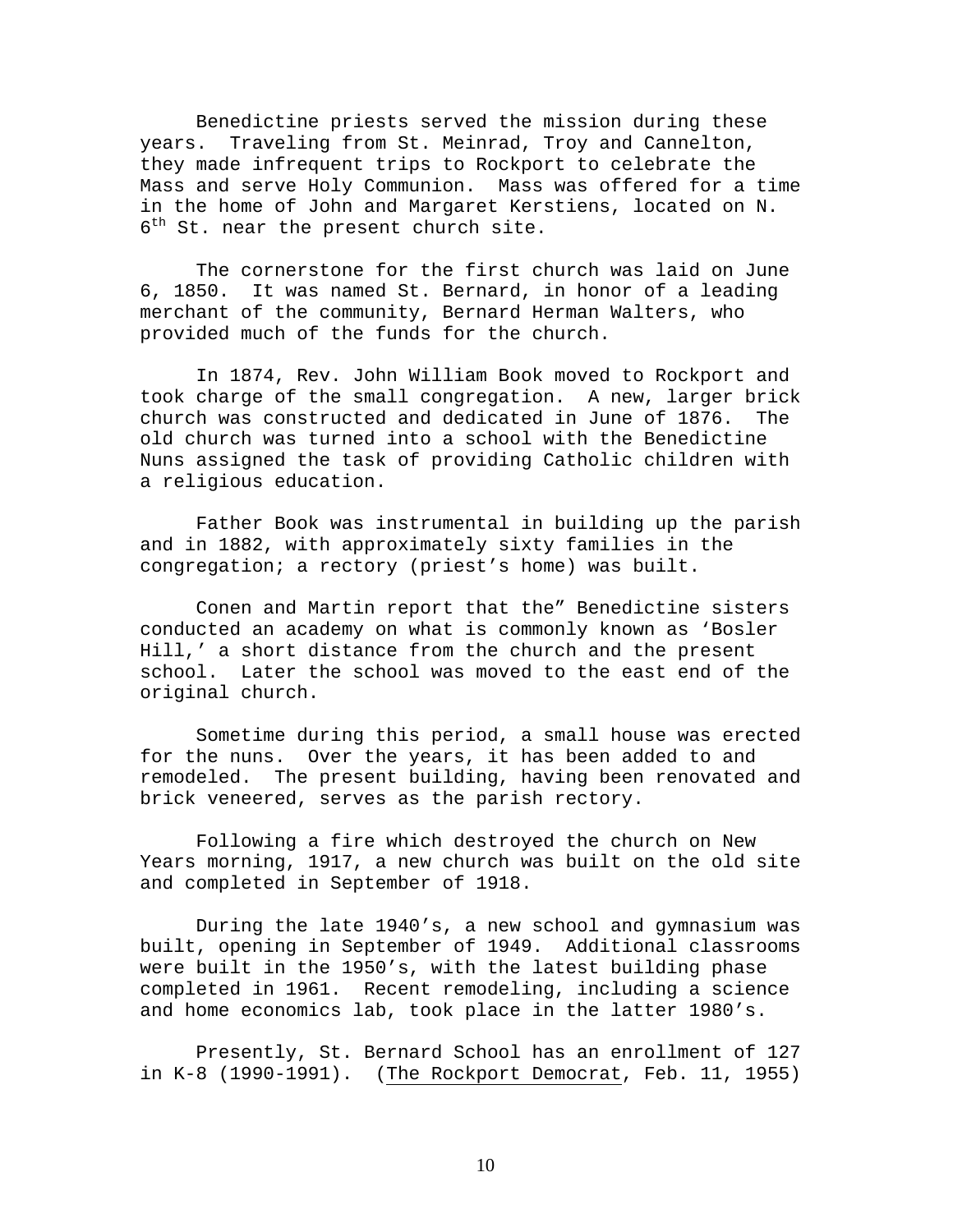Benedictine priests served the mission during these years. Traveling from St. Meinrad, Troy and Cannelton, they made infrequent trips to Rockport to celebrate the Mass and serve Holy Communion. Mass was offered for a time in the home of John and Margaret Kerstiens, located on N. 6th St. near the present church site.

The cornerstone for the first church was laid on June 6, 1850. It was named St. Bernard, in honor of a leading merchant of the community, Bernard Herman Walters, who provided much of the funds for the church.

In 1874, Rev. John William Book moved to Rockport and took charge of the small congregation. A new, larger brick church was constructed and dedicated in June of 1876. The old church was turned into a school with the Benedictine Nuns assigned the task of providing Catholic children with a religious education.

Father Book was instrumental in building up the parish and in 1882, with approximately sixty families in the congregation; a rectory (priest's home) was built.

Conen and Martin report that the" Benedictine sisters conducted an academy on what is commonly known as 'Bosler Hill,' a short distance from the church and the present school. Later the school was moved to the east end of the original church.

Sometime during this period, a small house was erected for the nuns. Over the years, it has been added to and remodeled. The present building, having been renovated and brick veneered, serves as the parish rectory.

Following a fire which destroyed the church on New Years morning, 1917, a new church was built on the old site and completed in September of 1918.

During the late 1940's, a new school and gymnasium was built, opening in September of 1949. Additional classrooms were built in the 1950's, with the latest building phase completed in 1961. Recent remodeling, including a science and home economics lab, took place in the latter 1980's.

Presently, St. Bernard School has an enrollment of 127 in K-8 (1990-1991). (The Rockport Democrat, Feb. 11, 1955)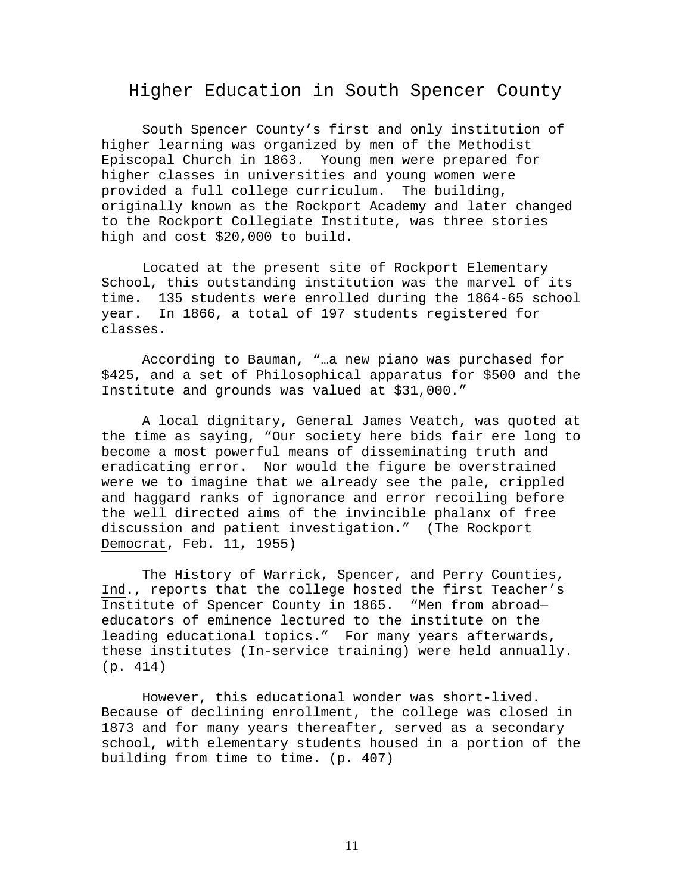# Higher Education in South Spencer County

South Spencer County's first and only institution of higher learning was organized by men of the Methodist Episcopal Church in 1863. Young men were prepared for higher classes in universities and young women were provided a full college curriculum. The building, originally known as the Rockport Academy and later changed to the Rockport Collegiate Institute, was three stories high and cost $20,000 to build.

Located at the present site of Rockport Elementary School, this outstanding institution was the marvel of its time. 135 students were enrolled during the 1864-65 school year. In 1866, a total of 197 students registered for classes.

According to Bauman, "…a new piano was purchased for $425, and a set of Philosophical apparatus for $500 and the Institute and grounds was valued at $31,000."

A local dignitary, General James Veatch, was quoted at the time as saying, "Our society here bids fair ere long to become a most powerful means of disseminating truth and eradicating error. Nor would the figure be overstrained were we to imagine that we already see the pale, crippled and haggard ranks of ignorance and error recoiling before the well directed aims of the invincible phalanx of free discussion and patient investigation." (The Rockport Democrat, Feb. 11, 1955)

The History of Warrick, Spencer, and Perry Counties, Ind., reports that the college hosted the first Teacher's Institute of Spencer County in 1865. "Men from abroad—educators of eminence lectured to the institute on the leading educational topics." For many years afterwards, these institutes (In-service training) were held annually. (p. 414)

However, this educational wonder was short-lived. Because of declining enrollment, the college was closed in 1873 and for many years thereafter, served as a secondary school, with elementary students housed in a portion of the building from time to time. (p. 407)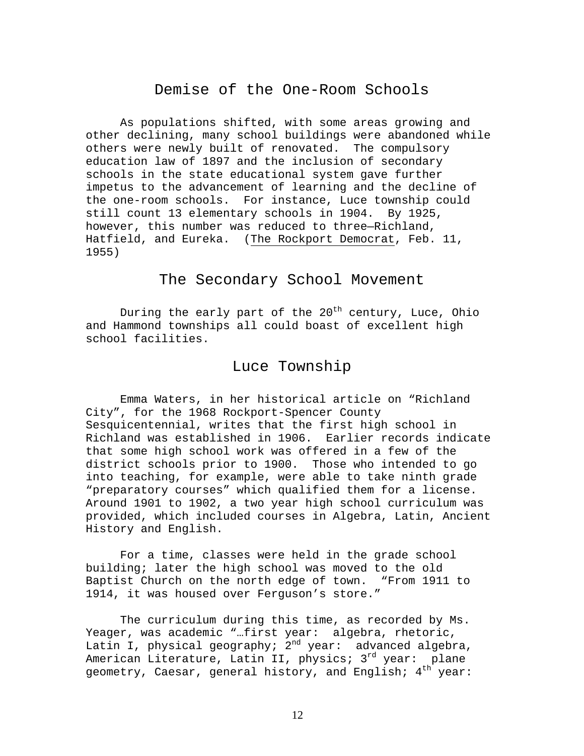## Demise of the One-Room Schools

As populations shifted, with some areas growing and other declining, many school buildings were abandoned while others were newly built of renovated. The compulsory education law of 1897 and the inclusion of secondary schools in the state educational system gave further impetus to the advancement of learning and the decline of the one-room schools. For instance, Luce township could still count 13 elementary schools in 1904. By 1925, however, this number was reduced to three—Richland, Hatfield, and Eureka. (The Rockport Democrat, Feb. 11, 1955)

## The Secondary School Movement

During the early part of the 20th century, Luce, Ohio and Hammond townships all could boast of excellent high school facilities.

## Luce Township

Emma Waters, in her historical article on "Richland City", for the 1968 Rockport-Spencer County Sesquicentennial, writes that the first high school in Richland was established in 1906. Earlier records indicate that some high school work was offered in a few of the district schools prior to 1900. Those who intended to go into teaching, for example, were able to take ninth grade "preparatory courses" which qualified them for a license. Around 1901 to 1902, a two year high school curriculum was provided, which included courses in Algebra, Latin, Ancient History and English.

For a time, classes were held in the grade school building; later the high school was moved to the old Baptist Church on the north edge of town. "From 1911 to 1914, it was housed over Ferguson's store."

The curriculum during this time, as recorded by Ms. Yeager, was academic "…first year: algebra, rhetoric, Latin I, physical geography; 2nd year: advanced algebra, American Literature, Latin II, physics; 3rd year: plane geometry, Caesar, general history, and English; 4th year: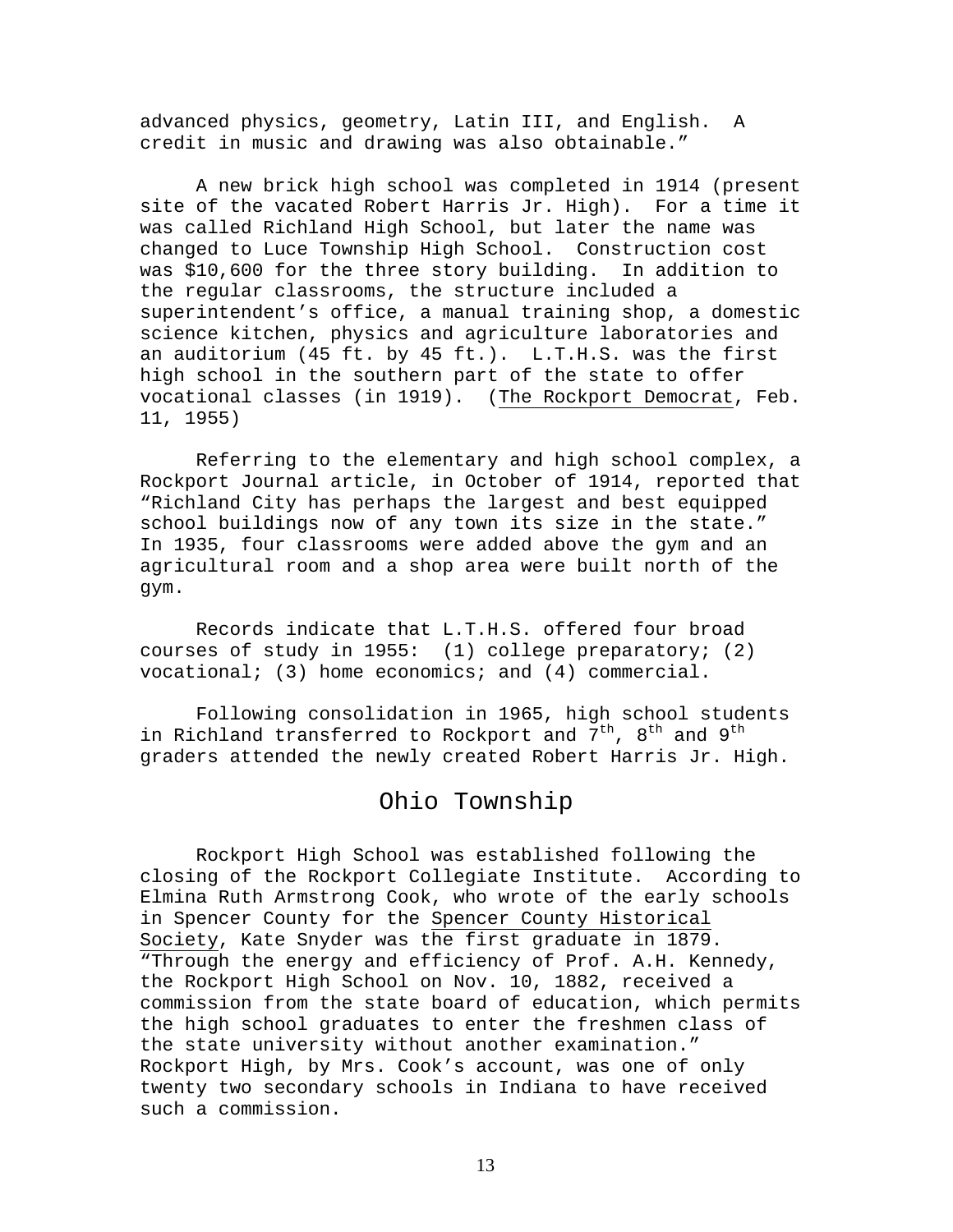advanced physics, geometry, Latin III, and English. A credit in music and drawing was also obtainable."

A new brick high school was completed in 1914 (present site of the vacated Robert Harris Jr. High). For a time it was called Richland High School, but later the name was changed to Luce Township High School. Construction cost was $10,600 for the three story building. In addition to the regular classrooms, the structure included a superintendent's office, a manual training shop, a domestic science kitchen, physics and agriculture laboratories and an auditorium (45 ft. by 45 ft.). L.T.H.S. was the first high school in the southern part of the state to offer vocational classes (in 1919). (The Rockport Democrat, Feb. 11, 1955)

Referring to the elementary and high school complex, a Rockport Journal article, in October of 1914, reported that "Richland City has perhaps the largest and best equipped school buildings now of any town its size in the state." In 1935, four classrooms were added above the gym and an agricultural room and a shop area were built north of the gym.

Records indicate that L.T.H.S. offered four broad courses of study in 1955: (1) college preparatory; (2) vocational; (3) home economics; and (4) commercial.

Following consolidation in 1965, high school students in Richland transferred to Rockport and 7th, 8th and 9th graders attended the newly created Robert Harris Jr. High.

## Ohio Township

Rockport High School was established following the closing of the Rockport Collegiate Institute. According to Elmina Ruth Armstrong Cook, who wrote of the early schools in Spencer County for the Spencer County Historical Society, Kate Snyder was the first graduate in 1879. "Through the energy and efficiency of Prof. A.H. Kennedy, the Rockport High School on Nov. 10, 1882, received a commission from the state board of education, which permits the high school graduates to enter the freshmen class of the state university without another examination." Rockport High, by Mrs. Cook's account, was one of only twenty two secondary schools in Indiana to have received such a commission.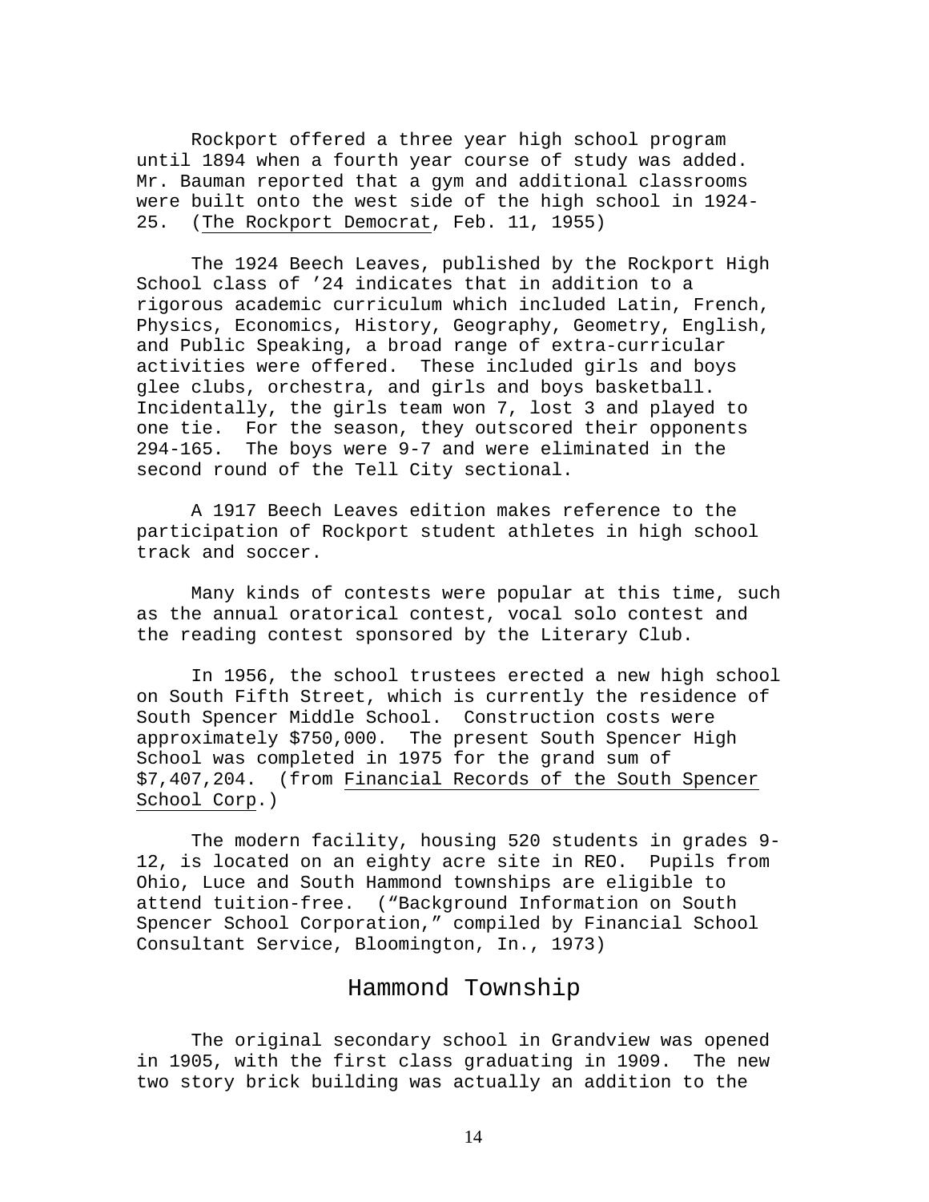Rockport offered a three year high school program until 1894 when a fourth year course of study was added. Mr. Bauman reported that a gym and additional classrooms were built onto the west side of the high school in 1924-25. (The Rockport Democrat, Feb. 11, 1955)

The 1924 Beech Leaves, published by the Rockport High School class of '24 indicates that in addition to a rigorous academic curriculum which included Latin, French, Physics, Economics, History, Geography, Geometry, English, and Public Speaking, a broad range of extra-curricular activities were offered. These included girls and boys glee clubs, orchestra, and girls and boys basketball. Incidentally, the girls team won 7, lost 3 and played to one tie. For the season, they outscored their opponents 294-165. The boys were 9-7 and were eliminated in the second round of the Tell City sectional.

A 1917 Beech Leaves edition makes reference to the participation of Rockport student athletes in high school track and soccer.

Many kinds of contests were popular at this time, such as the annual oratorical contest, vocal solo contest and the reading contest sponsored by the Literary Club.

In 1956, the school trustees erected a new high school on South Fifth Street, which is currently the residence of South Spencer Middle School. Construction costs were approximately $750,000. The present South Spencer High School was completed in 1975 for the grand sum of $7,407,204. (from Financial Records of the South Spencer School Corp.)

The modern facility, housing 520 students in grades 9-12, is located on an eighty acre site in REO. Pupils from Ohio, Luce and South Hammond townships are eligible to attend tuition-free. ("Background Information on South Spencer School Corporation," compiled by Financial School Consultant Service, Bloomington, In., 1973)

## Hammond Township

The original secondary school in Grandview was opened in 1905, with the first class graduating in 1909. The new two story brick building was actually an addition to the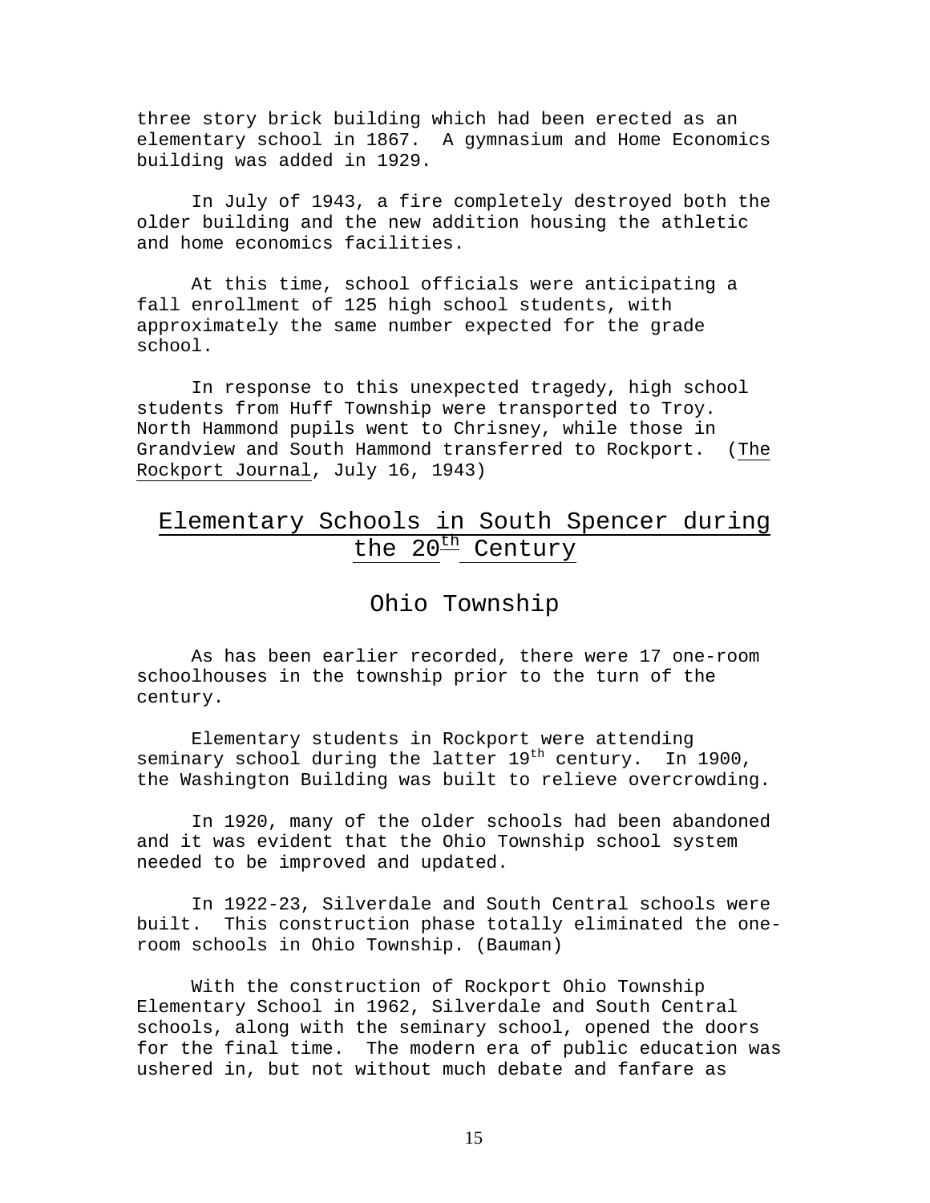three story brick building which had been erected as an elementary school in 1867. A gymnasium and Home Economics building was added in 1929.

In July of 1943, a fire completely destroyed both the older building and the new addition housing the athletic and home economics facilities.

At this time, school officials were anticipating a fall enrollment of 125 high school students, with approximately the same number expected for the grade school.

In response to this unexpected tragedy, high school students from Huff Township were transported to Troy. North Hammond pupils went to Chrisney, while those in Grandview and South Hammond transferred to Rockport. (The Rockport Journal, July 16, 1943)

## Elementary Schools in South Spencer during the 20th Century

### Ohio Township

As has been earlier recorded, there were 17 one-room schoolhouses in the township prior to the turn of the century.

Elementary students in Rockport were attending seminary school during the latter 19th century. In 1900, the Washington Building was built to relieve overcrowding.

In 1920, many of the older schools had been abandoned and it was evident that the Ohio Township school system needed to be improved and updated.

In 1922-23, Silverdale and South Central schools were built. This construction phase totally eliminated the one-room schools in Ohio Township. (Bauman)

With the construction of Rockport Ohio Township Elementary School in 1962, Silverdale and South Central schools, along with the seminary school, opened the doors for the final time. The modern era of public education was ushered in, but not without much debate and fanfare as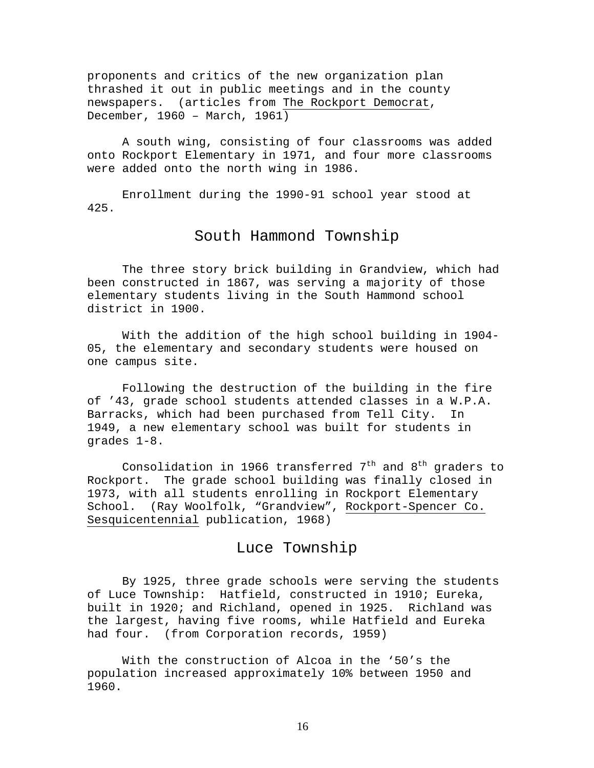proponents and critics of the new organization plan thrashed it out in public meetings and in the county newspapers. (articles from The Rockport Democrat, December, 1960 – March, 1961)

A south wing, consisting of four classrooms was added onto Rockport Elementary in 1971, and four more classrooms were added onto the north wing in 1986.

Enrollment during the 1990-91 school year stood at 425.

## South Hammond Township

The three story brick building in Grandview, which had been constructed in 1867, was serving a majority of those elementary students living in the South Hammond school district in 1900.

With the addition of the high school building in 1904-05, the elementary and secondary students were housed on one campus site.

Following the destruction of the building in the fire of '43, grade school students attended classes in a W.P.A. Barracks, which had been purchased from Tell City. In 1949, a new elementary school was built for students in grades 1-8.

Consolidation in 1966 transferred 7th and 8th graders to Rockport. The grade school building was finally closed in 1973, with all students enrolling in Rockport Elementary School. (Ray Woolfolk, "Grandview", Rockport-Spencer Co. Sesquicentennial publication, 1968)

## Luce Township

By 1925, three grade schools were serving the students of Luce Township: Hatfield, constructed in 1910; Eureka, built in 1920; and Richland, opened in 1925. Richland was the largest, having five rooms, while Hatfield and Eureka had four. (from Corporation records, 1959)

With the construction of Alcoa in the '50's the population increased approximately 10% between 1950 and 1960.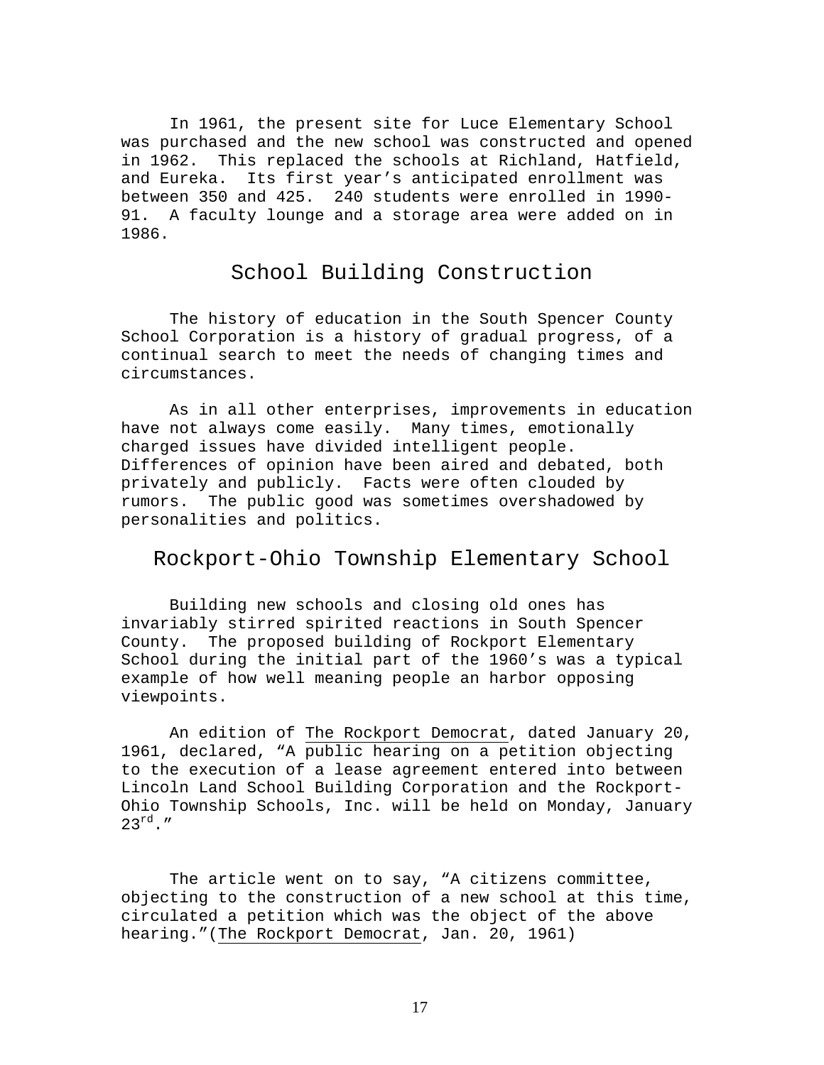In 1961, the present site for Luce Elementary School was purchased and the new school was constructed and opened in 1962. This replaced the schools at Richland, Hatfield, and Eureka. Its first year's anticipated enrollment was between 350 and 425. 240 students were enrolled in 1990-91. A faculty lounge and a storage area were added on in 1986.

## School Building Construction

The history of education in the South Spencer County School Corporation is a history of gradual progress, of a continual search to meet the needs of changing times and circumstances.

As in all other enterprises, improvements in education have not always come easily. Many times, emotionally charged issues have divided intelligent people. Differences of opinion have been aired and debated, both privately and publicly. Facts were often clouded by rumors. The public good was sometimes overshadowed by personalities and politics.

## Rockport-Ohio Township Elementary School

Building new schools and closing old ones has invariably stirred spirited reactions in South Spencer County. The proposed building of Rockport Elementary School during the initial part of the 1960's was a typical example of how well meaning people an harbor opposing viewpoints.

An edition of The Rockport Democrat, dated January 20, 1961, declared, "A public hearing on a petition objecting to the execution of a lease agreement entered into between Lincoln Land School Building Corporation and the Rockport-Ohio Township Schools, Inc. will be held on Monday, January 23rd."

The article went on to say, "A citizens committee, objecting to the construction of a new school at this time, circulated a petition which was the object of the above hearing."(The Rockport Democrat, Jan. 20, 1961)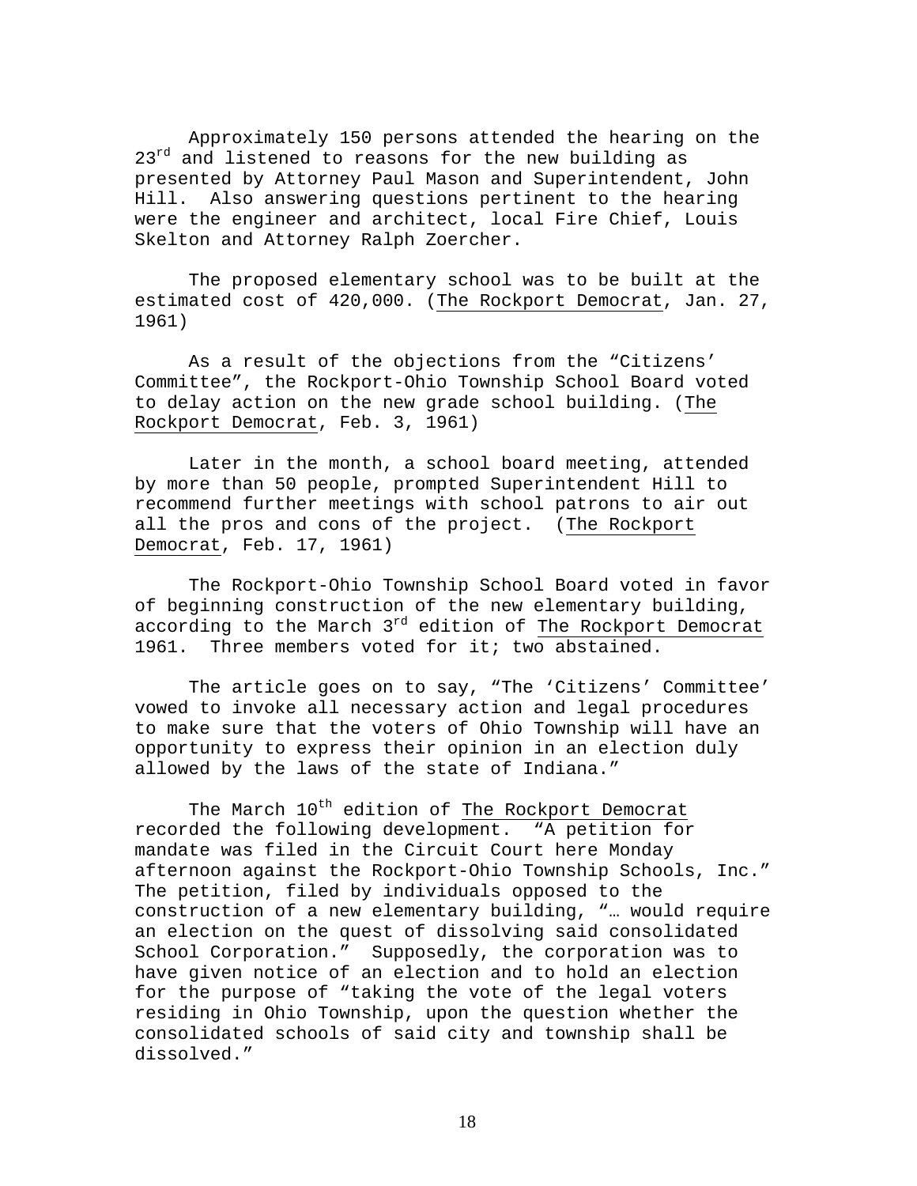Approximately 150 persons attended the hearing on the 23rd and listened to reasons for the new building as presented by Attorney Paul Mason and Superintendent, John Hill. Also answering questions pertinent to the hearing were the engineer and architect, local Fire Chief, Louis Skelton and Attorney Ralph Zoercher.

The proposed elementary school was to be built at the estimated cost of 420,000. (The Rockport Democrat, Jan. 27, 1961)

As a result of the objections from the "Citizens' Committee", the Rockport-Ohio Township School Board voted to delay action on the new grade school building. (The Rockport Democrat, Feb. 3, 1961)

Later in the month, a school board meeting, attended by more than 50 people, prompted Superintendent Hill to recommend further meetings with school patrons to air out all the pros and cons of the project. (The Rockport Democrat, Feb. 17, 1961)

The Rockport-Ohio Township School Board voted in favor of beginning construction of the new elementary building, according to the March 3rd edition of The Rockport Democrat 1961. Three members voted for it; two abstained.

The article goes on to say, "The 'Citizens' Committee' vowed to invoke all necessary action and legal procedures to make sure that the voters of Ohio Township will have an opportunity to express their opinion in an election duly allowed by the laws of the state of Indiana."

The March 10th edition of The Rockport Democrat recorded the following development. "A petition for mandate was filed in the Circuit Court here Monday afternoon against the Rockport-Ohio Township Schools, Inc." The petition, filed by individuals opposed to the construction of a new elementary building, "… would require an election on the quest of dissolving said consolidated School Corporation." Supposedly, the corporation was to have given notice of an election and to hold an election for the purpose of "taking the vote of the legal voters residing in Ohio Township, upon the question whether the consolidated schools of said city and township shall be dissolved."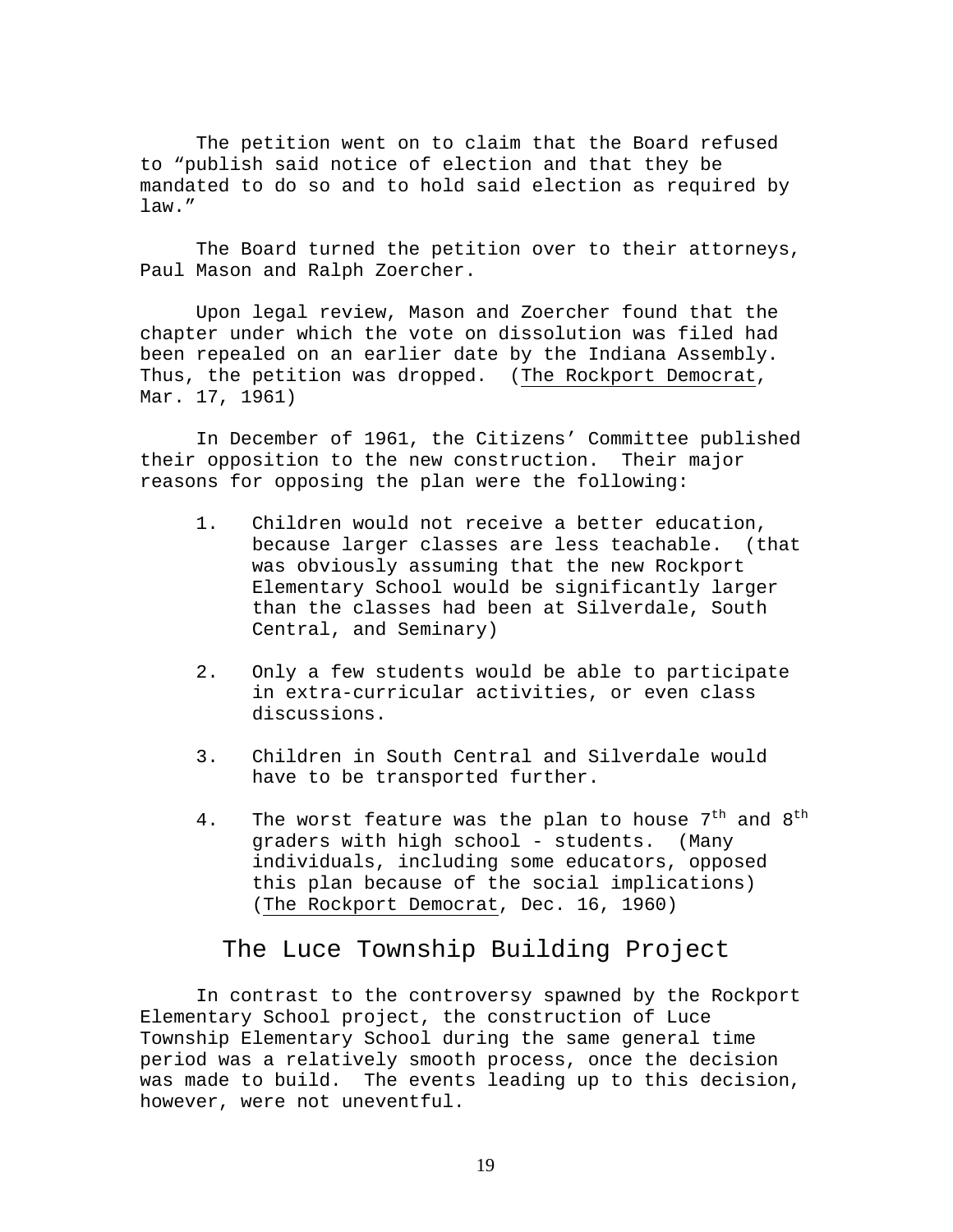The petition went on to claim that the Board refused to "publish said notice of election and that they be mandated to do so and to hold said election as required by law."

The Board turned the petition over to their attorneys, Paul Mason and Ralph Zoercher.

Upon legal review, Mason and Zoercher found that the chapter under which the vote on dissolution was filed had been repealed on an earlier date by the Indiana Assembly. Thus, the petition was dropped. (The Rockport Democrat, Mar. 17, 1961)

In December of 1961, the Citizens' Committee published their opposition to the new construction. Their major reasons for opposing the plan were the following:

1. Children would not receive a better education, because larger classes are less teachable. (that was obviously assuming that the new Rockport Elementary School would be significantly larger than the classes had been at Silverdale, South Central, and Seminary)

2. Only a few students would be able to participate in extra-curricular activities, or even class discussions.

3. Children in South Central and Silverdale would have to be transported further.

4. The worst feature was the plan to house 7th and 8th graders with high school - students. (Many individuals, including some educators, opposed this plan because of the social implications) (The Rockport Democrat, Dec. 16, 1960)

## The Luce Township Building Project

In contrast to the controversy spawned by the Rockport Elementary School project, the construction of Luce Township Elementary School during the same general time period was a relatively smooth process, once the decision was made to build. The events leading up to this decision, however, were not uneventful.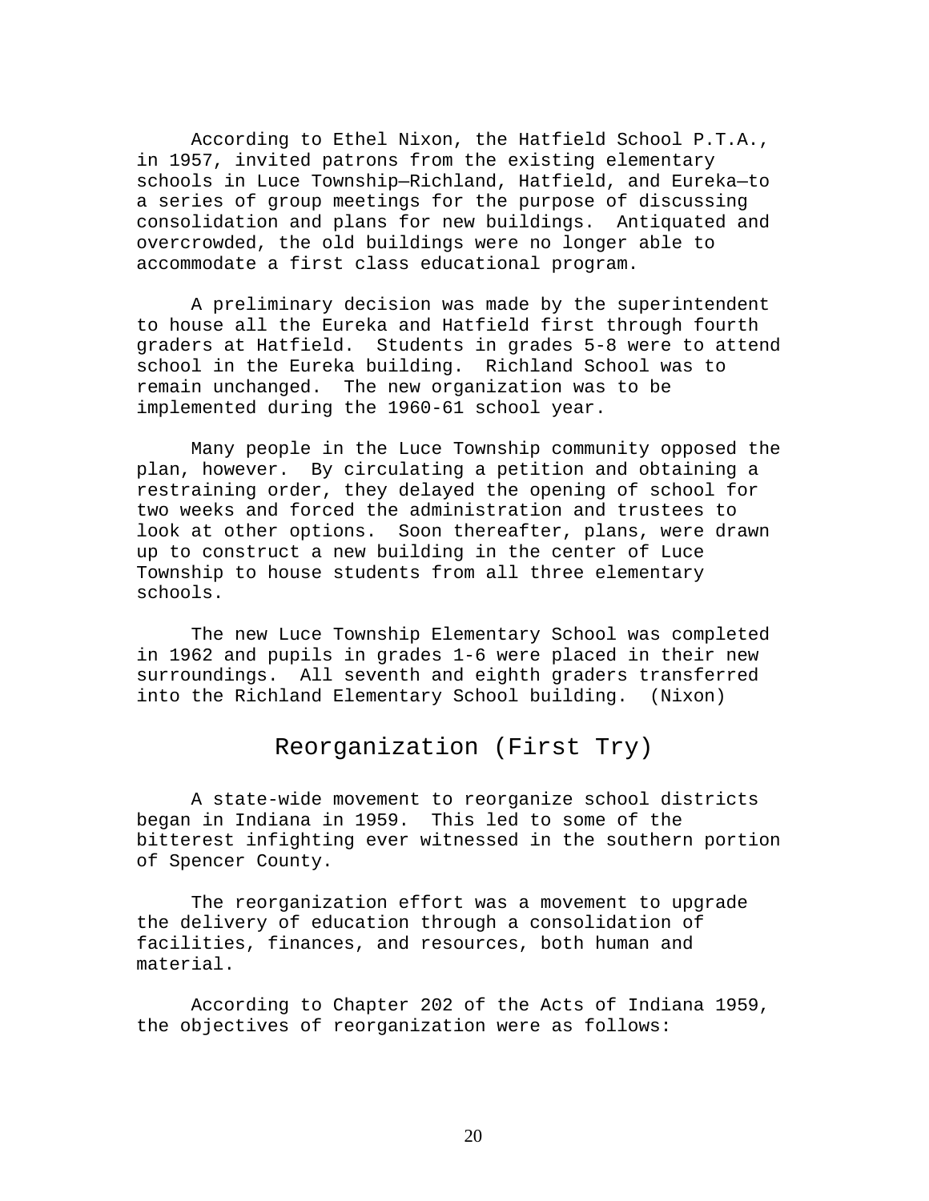According to Ethel Nixon, the Hatfield School P.T.A., in 1957, invited patrons from the existing elementary schools in Luce Township—Richland, Hatfield, and Eureka—to a series of group meetings for the purpose of discussing consolidation and plans for new buildings. Antiquated and overcrowded, the old buildings were no longer able to accommodate a first class educational program.

A preliminary decision was made by the superintendent to house all the Eureka and Hatfield first through fourth graders at Hatfield. Students in grades 5-8 were to attend school in the Eureka building. Richland School was to remain unchanged. The new organization was to be implemented during the 1960-61 school year.

Many people in the Luce Township community opposed the plan, however. By circulating a petition and obtaining a restraining order, they delayed the opening of school for two weeks and forced the administration and trustees to look at other options. Soon thereafter, plans, were drawn up to construct a new building in the center of Luce Township to house students from all three elementary schools.

The new Luce Township Elementary School was completed in 1962 and pupils in grades 1-6 were placed in their new surroundings. All seventh and eighth graders transferred into the Richland Elementary School building. (Nixon)

## Reorganization (First Try)

A state-wide movement to reorganize school districts began in Indiana in 1959. This led to some of the bitterest infighting ever witnessed in the southern portion of Spencer County.

The reorganization effort was a movement to upgrade the delivery of education through a consolidation of facilities, finances, and resources, both human and material.

According to Chapter 202 of the Acts of Indiana 1959, the objectives of reorganization were as follows: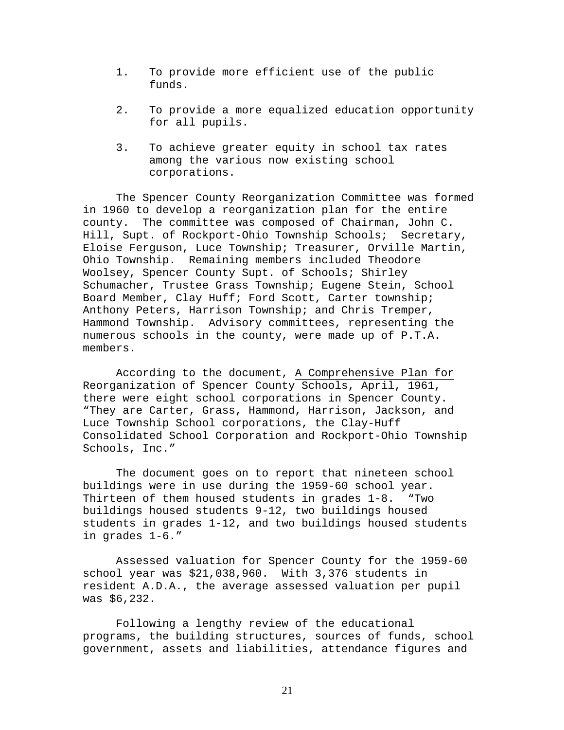1. To provide more efficient use of the public funds.

2. To provide a more equalized education opportunity for all pupils.

3. To achieve greater equity in school tax rates among the various now existing school corporations.

The Spencer County Reorganization Committee was formed in 1960 to develop a reorganization plan for the entire county. The committee was composed of Chairman, John C. Hill, Supt. of Rockport-Ohio Township Schools; Secretary, Eloise Ferguson, Luce Township; Treasurer, Orville Martin, Ohio Township. Remaining members included Theodore Woolsey, Spencer County Supt. of Schools; Shirley Schumacher, Trustee Grass Township; Eugene Stein, School Board Member, Clay Huff; Ford Scott, Carter township; Anthony Peters, Harrison Township; and Chris Tremper, Hammond Township. Advisory committees, representing the numerous schools in the county, were made up of P.T.A. members.

According to the document, <u>A Comprehensive Plan for Reorganization of Spencer County Schools</u>, April, 1961, there were eight school corporations in Spencer County. "They are Carter, Grass, Hammond, Harrison, Jackson, and Luce Township School corporations, the Clay-Huff Consolidated School Corporation and Rockport-Ohio Township Schools, Inc."

The document goes on to report that nineteen school buildings were in use during the 1959-60 school year. Thirteen of them housed students in grades 1-8. "Two buildings housed students 9-12, two buildings housed students in grades 1-12, and two buildings housed students in grades 1-6."

Assessed valuation for Spencer County for the 1959-60 school year was $21,038,960. With 3,376 students in resident A.D.A., the average assessed valuation per pupil was $6,232.

Following a lengthy review of the educational programs, the building structures, sources of funds, school government, assets and liabilities, attendance figures and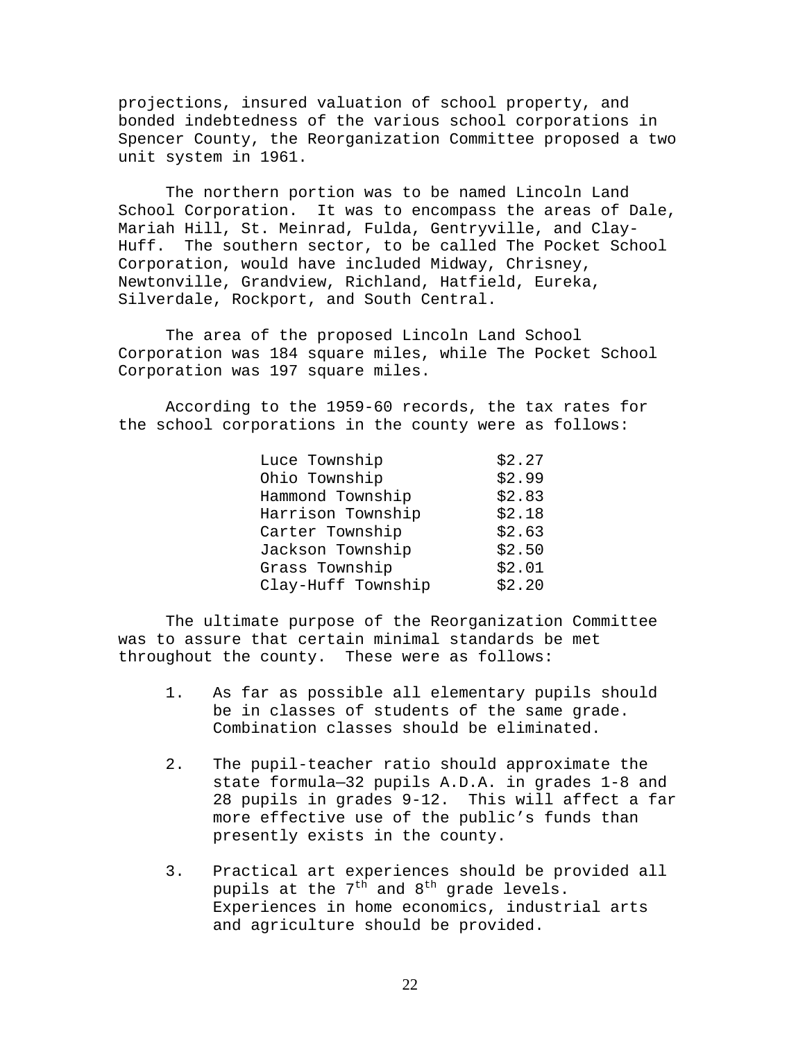projections, insured valuation of school property, and bonded indebtedness of the various school corporations in Spencer County, the Reorganization Committee proposed a two unit system in 1961.

The northern portion was to be named Lincoln Land School Corporation. It was to encompass the areas of Dale, Mariah Hill, St. Meinrad, Fulda, Gentryville, and Clay-Huff. The southern sector, to be called The Pocket School Corporation, would have included Midway, Chrisney, Newtonville, Grandview, Richland, Hatfield, Eureka, Silverdale, Rockport, and South Central.

The area of the proposed Lincoln Land School Corporation was 184 square miles, while The Pocket School Corporation was 197 square miles.

According to the 1959-60 records, the tax rates for the school corporations in the county were as follows:

| | |
|---|---|
| Luce Township | $2.27 |
| Ohio Township | $2.99 |
| Hammond Township | $2.83 |
| Harrison Township | $2.18 |
| Carter Township | $2.63 |
| Jackson Township | $2.50 |
| Grass Township | $2.01 |
| Clay-Huff Township | $2.20 |

The ultimate purpose of the Reorganization Committee was to assure that certain minimal standards be met throughout the county. These were as follows:

1. As far as possible all elementary pupils should be in classes of students of the same grade. Combination classes should be eliminated.

2. The pupil-teacher ratio should approximate the state formula—32 pupils A.D.A. in grades 1-8 and 28 pupils in grades 9-12. This will affect a far more effective use of the public's funds than presently exists in the county.

3. Practical art experiences should be provided all pupils at the 7th and 8th grade levels. Experiences in home economics, industrial arts and agriculture should be provided.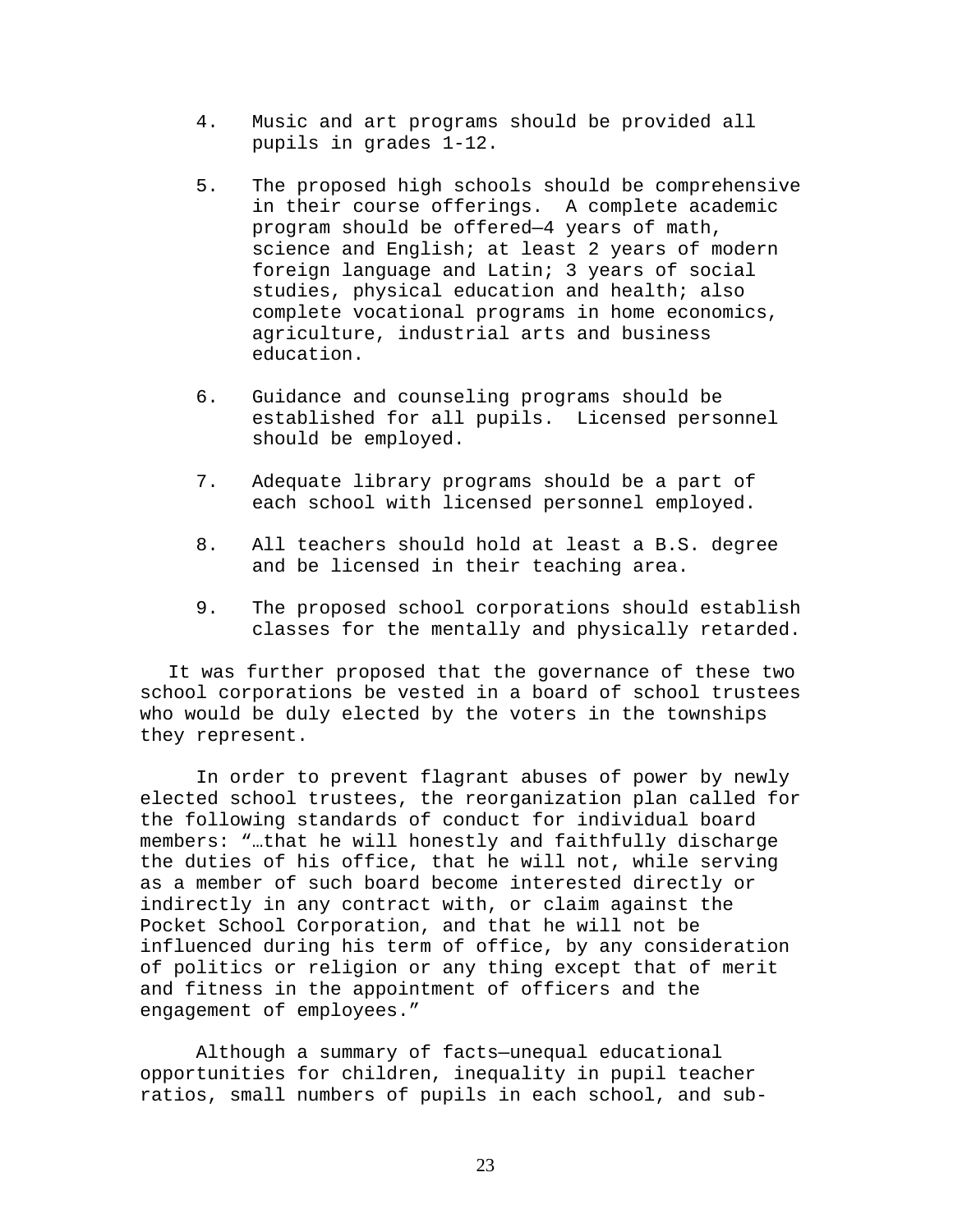4. Music and art programs should be provided all pupils in grades 1-12.

5. The proposed high schools should be comprehensive in their course offerings. A complete academic program should be offered—4 years of math, science and English; at least 2 years of modern foreign language and Latin; 3 years of social studies, physical education and health; also complete vocational programs in home economics, agriculture, industrial arts and business education.

6. Guidance and counseling programs should be established for all pupils. Licensed personnel should be employed.

7. Adequate library programs should be a part of each school with licensed personnel employed.

8. All teachers should hold at least a B.S. degree and be licensed in their teaching area.

9. The proposed school corporations should establish classes for the mentally and physically retarded.

It was further proposed that the governance of these two school corporations be vested in a board of school trustees who would be duly elected by the voters in the townships they represent.

In order to prevent flagrant abuses of power by newly elected school trustees, the reorganization plan called for the following standards of conduct for individual board members: "…that he will honestly and faithfully discharge the duties of his office, that he will not, while serving as a member of such board become interested directly or indirectly in any contract with, or claim against the Pocket School Corporation, and that he will not be influenced during his term of office, by any consideration of politics or religion or any thing except that of merit and fitness in the appointment of officers and the engagement of employees."

Although a summary of facts—unequal educational opportunities for children, inequality in pupil teacher ratios, small numbers of pupils in each school, and sub-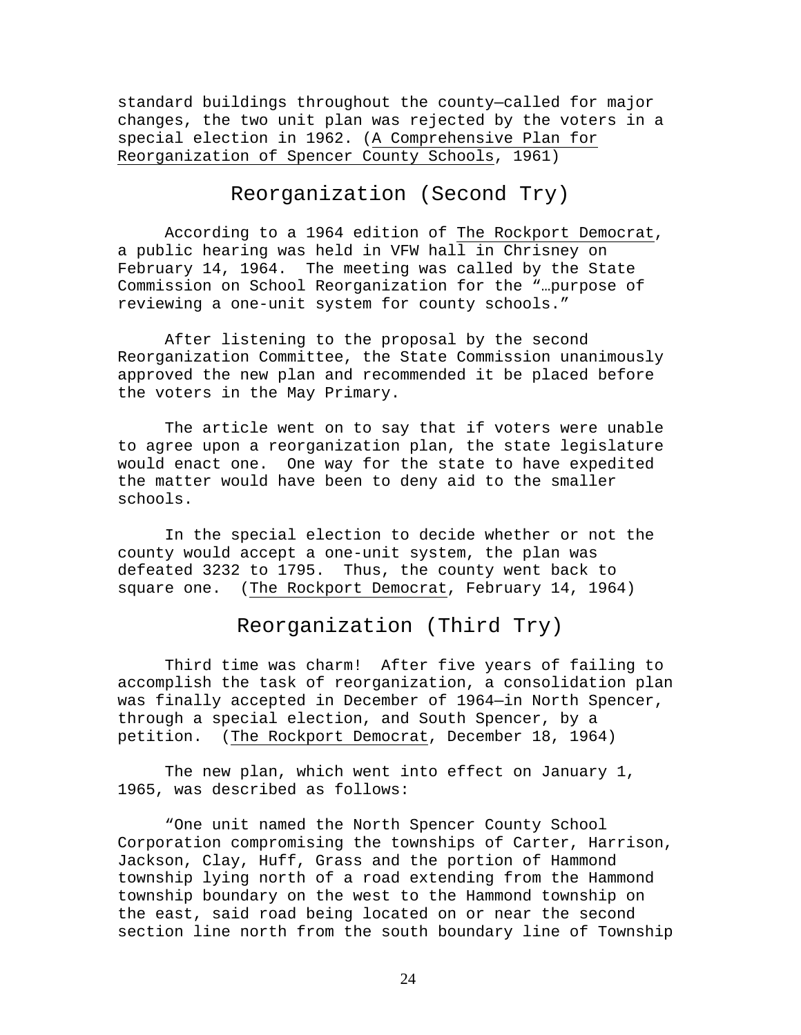standard buildings throughout the county—called for major changes, the two unit plan was rejected by the voters in a special election in 1962. (A Comprehensive Plan for Reorganization of Spencer County Schools, 1961)

## Reorganization (Second Try)

According to a 1964 edition of The Rockport Democrat, a public hearing was held in VFW hall in Chrisney on February 14, 1964. The meeting was called by the State Commission on School Reorganization for the "…purpose of reviewing a one-unit system for county schools."

After listening to the proposal by the second Reorganization Committee, the State Commission unanimously approved the new plan and recommended it be placed before the voters in the May Primary.

The article went on to say that if voters were unable to agree upon a reorganization plan, the state legislature would enact one. One way for the state to have expedited the matter would have been to deny aid to the smaller schools.

In the special election to decide whether or not the county would accept a one-unit system, the plan was defeated 3232 to 1795. Thus, the county went back to square one. (The Rockport Democrat, February 14, 1964)

## Reorganization (Third Try)

Third time was charm! After five years of failing to accomplish the task of reorganization, a consolidation plan was finally accepted in December of 1964—in North Spencer, through a special election, and South Spencer, by a petition. (The Rockport Democrat, December 18, 1964)

The new plan, which went into effect on January 1, 1965, was described as follows:

"One unit named the North Spencer County School Corporation compromising the townships of Carter, Harrison, Jackson, Clay, Huff, Grass and the portion of Hammond township lying north of a road extending from the Hammond township boundary on the west to the Hammond township on the east, said road being located on or near the second section line north from the south boundary line of Township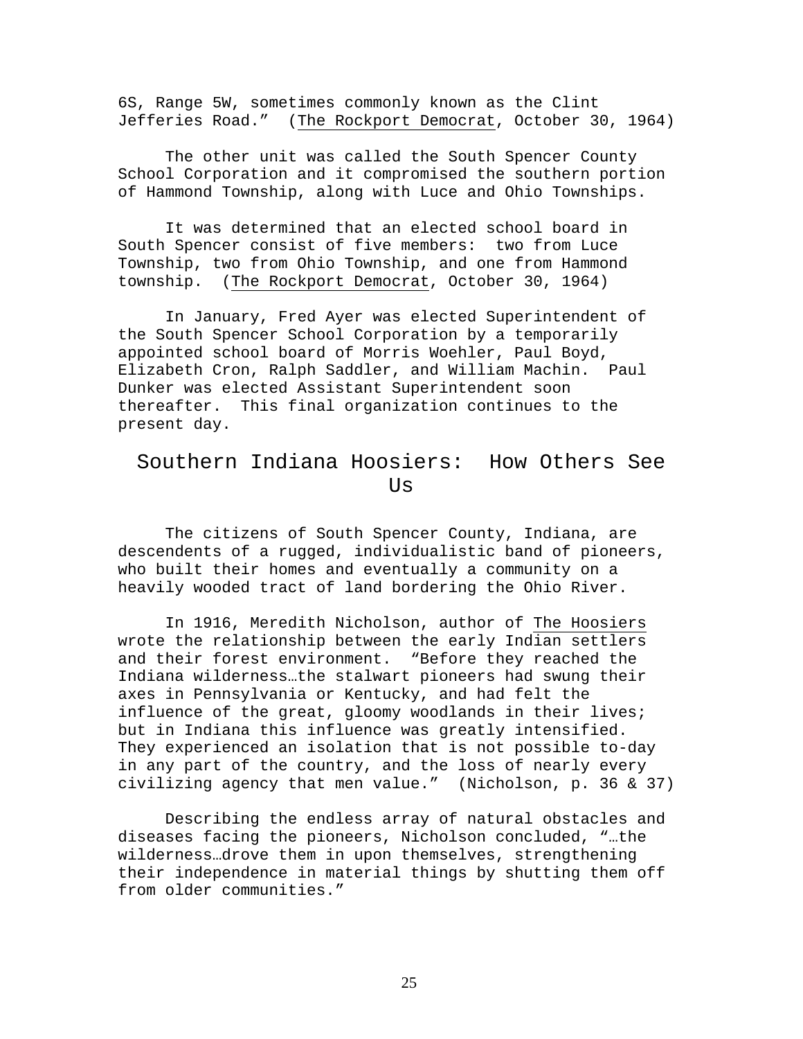6S, Range 5W, sometimes commonly known as the Clint Jefferies Road." (The Rockport Democrat, October 30, 1964)

The other unit was called the South Spencer County School Corporation and it compromised the southern portion of Hammond Township, along with Luce and Ohio Townships.

It was determined that an elected school board in South Spencer consist of five members: two from Luce Township, two from Ohio Township, and one from Hammond township. (The Rockport Democrat, October 30, 1964)

In January, Fred Ayer was elected Superintendent of the South Spencer School Corporation by a temporarily appointed school board of Morris Woehler, Paul Boyd, Elizabeth Cron, Ralph Saddler, and William Machin. Paul Dunker was elected Assistant Superintendent soon thereafter. This final organization continues to the present day.

## Southern Indiana Hoosiers: How Others See Us

The citizens of South Spencer County, Indiana, are descendents of a rugged, individualistic band of pioneers, who built their homes and eventually a community on a heavily wooded tract of land bordering the Ohio River.

In 1916, Meredith Nicholson, author of The Hoosiers wrote the relationship between the early Indian settlers and their forest environment. "Before they reached the Indiana wilderness…the stalwart pioneers had swung their axes in Pennsylvania or Kentucky, and had felt the influence of the great, gloomy woodlands in their lives; but in Indiana this influence was greatly intensified. They experienced an isolation that is not possible to-day in any part of the country, and the loss of nearly every civilizing agency that men value." (Nicholson, p. 36 & 37)

Describing the endless array of natural obstacles and diseases facing the pioneers, Nicholson concluded, "…the wilderness…drove them in upon themselves, strengthening their independence in material things by shutting them off from older communities."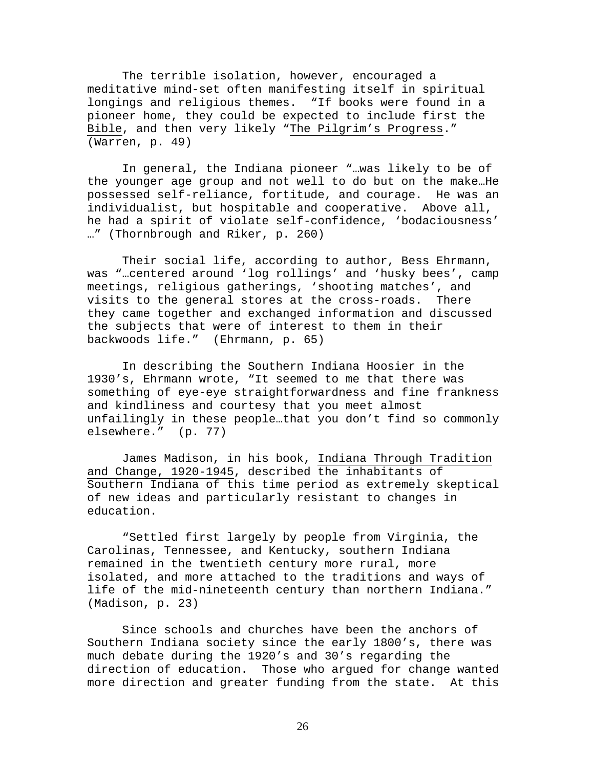The terrible isolation, however, encouraged a meditative mind-set often manifesting itself in spiritual longings and religious themes. "If books were found in a pioneer home, they could be expected to include first the Bible, and then very likely "The Pilgrim's Progress." (Warren, p. 49)

In general, the Indiana pioneer "…was likely to be of the younger age group and not well to do but on the make…He possessed self-reliance, fortitude, and courage. He was an individualist, but hospitable and cooperative. Above all, he had a spirit of violate self-confidence, 'bodaciousness' …" (Thornbrough and Riker, p. 260)

Their social life, according to author, Bess Ehrmann, was "…centered around 'log rollings' and 'husky bees', camp meetings, religious gatherings, 'shooting matches', and visits to the general stores at the cross-roads. There they came together and exchanged information and discussed the subjects that were of interest to them in their backwoods life." (Ehrmann, p. 65)

In describing the Southern Indiana Hoosier in the 1930's, Ehrmann wrote, "It seemed to me that there was something of eye-eye straightforwardness and fine frankness and kindliness and courtesy that you meet almost unfailingly in these people…that you don't find so commonly elsewhere." (p. 77)

James Madison, in his book, Indiana Through Tradition and Change, 1920-1945, described the inhabitants of Southern Indiana of this time period as extremely skeptical of new ideas and particularly resistant to changes in education.

"Settled first largely by people from Virginia, the Carolinas, Tennessee, and Kentucky, southern Indiana remained in the twentieth century more rural, more isolated, and more attached to the traditions and ways of life of the mid-nineteenth century than northern Indiana." (Madison, p. 23)

Since schools and churches have been the anchors of Southern Indiana society since the early 1800's, there was much debate during the 1920's and 30's regarding the direction of education. Those who argued for change wanted more direction and greater funding from the state. At this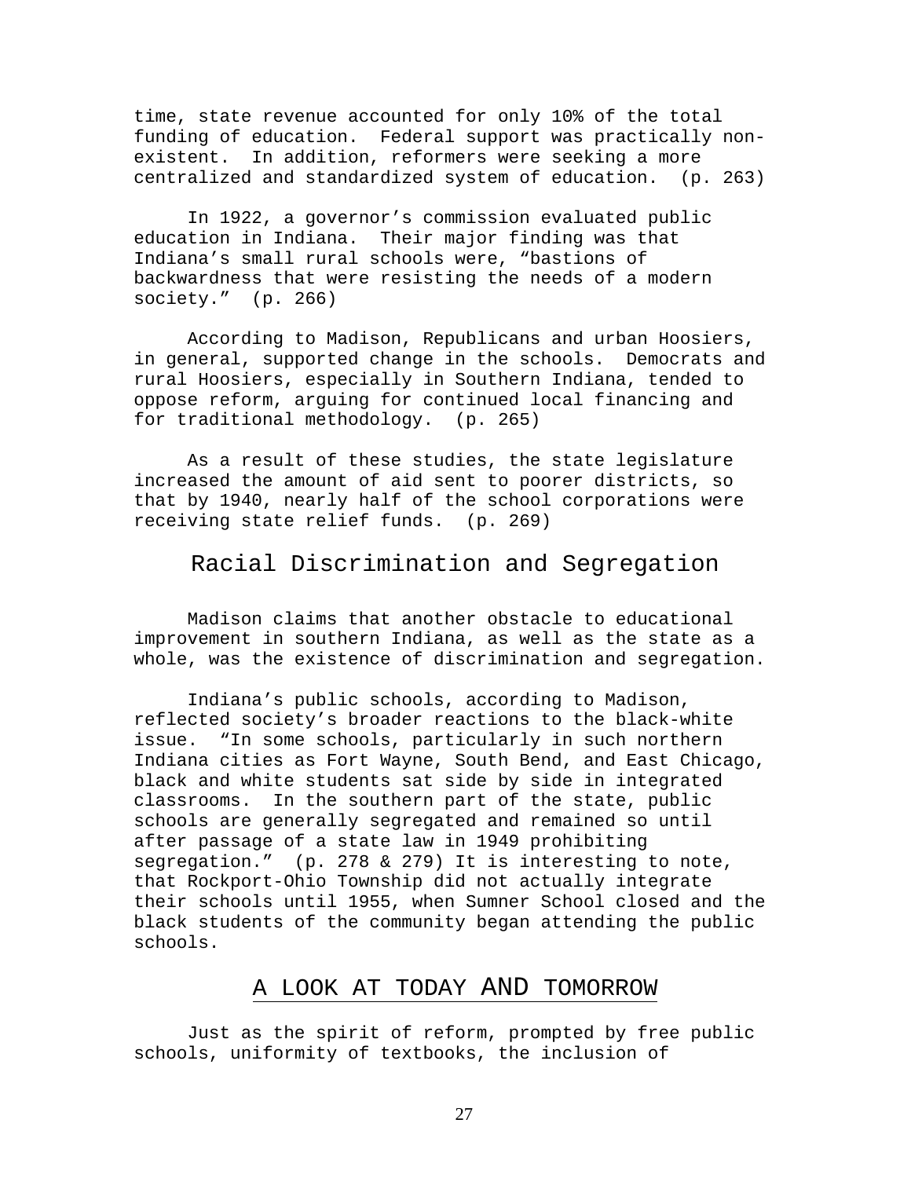time, state revenue accounted for only 10% of the total funding of education. Federal support was practically non-existent. In addition, reformers were seeking a more centralized and standardized system of education. (p. 263)

In 1922, a governor's commission evaluated public education in Indiana. Their major finding was that Indiana's small rural schools were, "bastions of backwardness that were resisting the needs of a modern society." (p. 266)

According to Madison, Republicans and urban Hoosiers, in general, supported change in the schools. Democrats and rural Hoosiers, especially in Southern Indiana, tended to oppose reform, arguing for continued local financing and for traditional methodology. (p. 265)

As a result of these studies, the state legislature increased the amount of aid sent to poorer districts, so that by 1940, nearly half of the school corporations were receiving state relief funds. (p. 269)

## Racial Discrimination and Segregation

Madison claims that another obstacle to educational improvement in southern Indiana, as well as the state as a whole, was the existence of discrimination and segregation.

Indiana's public schools, according to Madison, reflected society's broader reactions to the black-white issue. "In some schools, particularly in such northern Indiana cities as Fort Wayne, South Bend, and East Chicago, black and white students sat side by side in integrated classrooms. In the southern part of the state, public schools are generally segregated and remained so until after passage of a state law in 1949 prohibiting segregation." (p. 278 & 279) It is interesting to note, that Rockport-Ohio Township did not actually integrate their schools until 1955, when Sumner School closed and the black students of the community began attending the public schools.

## A LOOK AT TODAY AND TOMORROW

Just as the spirit of reform, prompted by free public schools, uniformity of textbooks, the inclusion of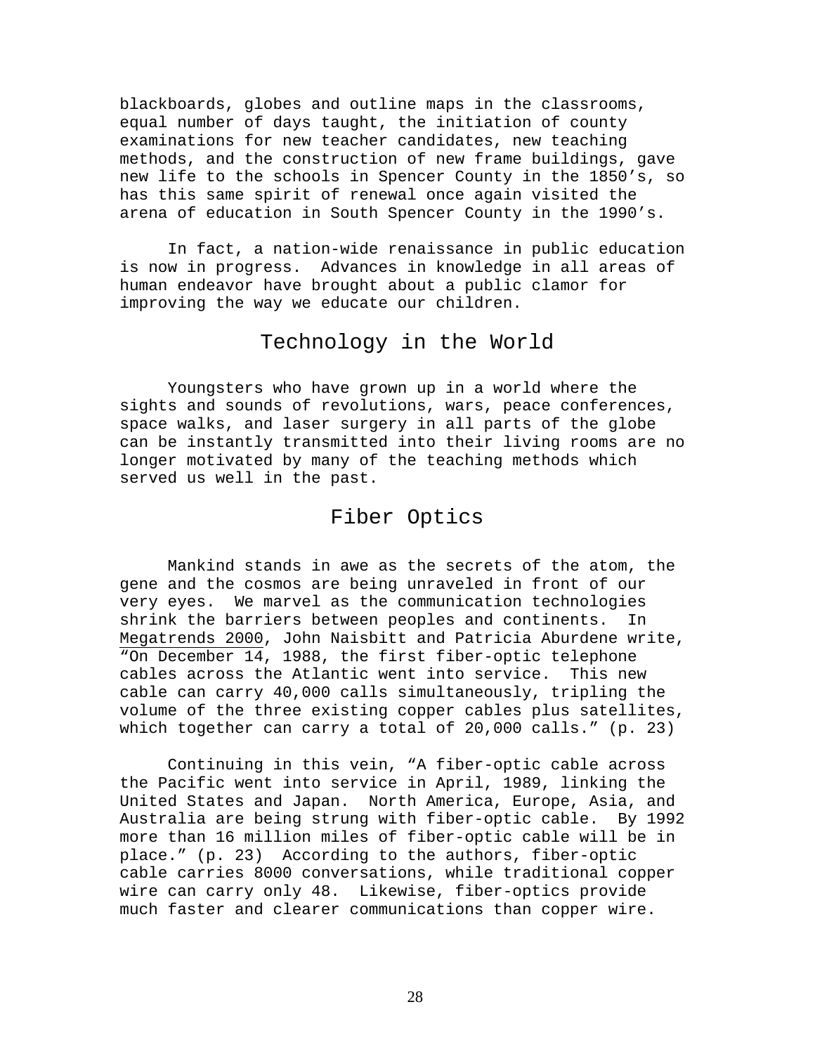blackboards, globes and outline maps in the classrooms, equal number of days taught, the initiation of county examinations for new teacher candidates, new teaching methods, and the construction of new frame buildings, gave new life to the schools in Spencer County in the 1850's, so has this same spirit of renewal once again visited the arena of education in South Spencer County in the 1990's.

In fact, a nation-wide renaissance in public education is now in progress. Advances in knowledge in all areas of human endeavor have brought about a public clamor for improving the way we educate our children.

## Technology in the World

Youngsters who have grown up in a world where the sights and sounds of revolutions, wars, peace conferences, space walks, and laser surgery in all parts of the globe can be instantly transmitted into their living rooms are no longer motivated by many of the teaching methods which served us well in the past.

## Fiber Optics

Mankind stands in awe as the secrets of the atom, the gene and the cosmos are being unraveled in front of our very eyes. We marvel as the communication technologies shrink the barriers between peoples and continents. In <u>Megatrends 2000</u>, John Naisbitt and Patricia Aburdene write, "On December 14, 1988, the first fiber-optic telephone cables across the Atlantic went into service. This new cable can carry 40,000 calls simultaneously, tripling the volume of the three existing copper cables plus satellites, which together can carry a total of 20,000 calls." (p. 23)

Continuing in this vein, "A fiber-optic cable across the Pacific went into service in April, 1989, linking the United States and Japan. North America, Europe, Asia, and Australia are being strung with fiber-optic cable. By 1992 more than 16 million miles of fiber-optic cable will be in place." (p. 23) According to the authors, fiber-optic cable carries 8000 conversations, while traditional copper wire can carry only 48. Likewise, fiber-optics provide much faster and clearer communications than copper wire.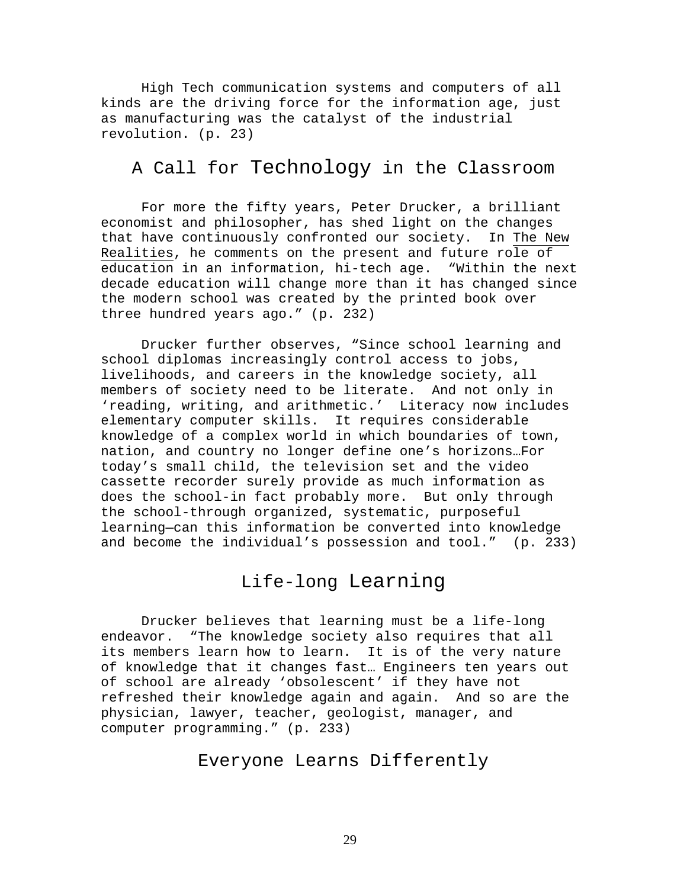High Tech communication systems and computers of all kinds are the driving force for the information age, just as manufacturing was the catalyst of the industrial revolution. (p. 23)

## A Call for Technology in the Classroom

For more the fifty years, Peter Drucker, a brilliant economist and philosopher, has shed light on the changes that have continuously confronted our society. In The New Realities, he comments on the present and future role of education in an information, hi-tech age. “Within the next decade education will change more than it has changed since the modern school was created by the printed book over three hundred years ago.” (p. 232)

Drucker further observes, “Since school learning and school diplomas increasingly control access to jobs, livelihoods, and careers in the knowledge society, all members of society need to be literate. And not only in ‘reading, writing, and arithmetic.’ Literacy now includes elementary computer skills. It requires considerable knowledge of a complex world in which boundaries of town, nation, and country no longer define one’s horizons…For today’s small child, the television set and the video cassette recorder surely provide as much information as does the school-in fact probably more. But only through the school-through organized, systematic, purposeful learning—can this information be converted into knowledge and become the individual’s possession and tool.” (p. 233)

## Life-long Learning

Drucker believes that learning must be a life-long endeavor. “The knowledge society also requires that all its members learn how to learn. It is of the very nature of knowledge that it changes fast… Engineers ten years out of school are already ‘obsolescent’ if they have not refreshed their knowledge again and again. And so are the physician, lawyer, teacher, geologist, manager, and computer programming.” (p. 233)

## Everyone Learns Differently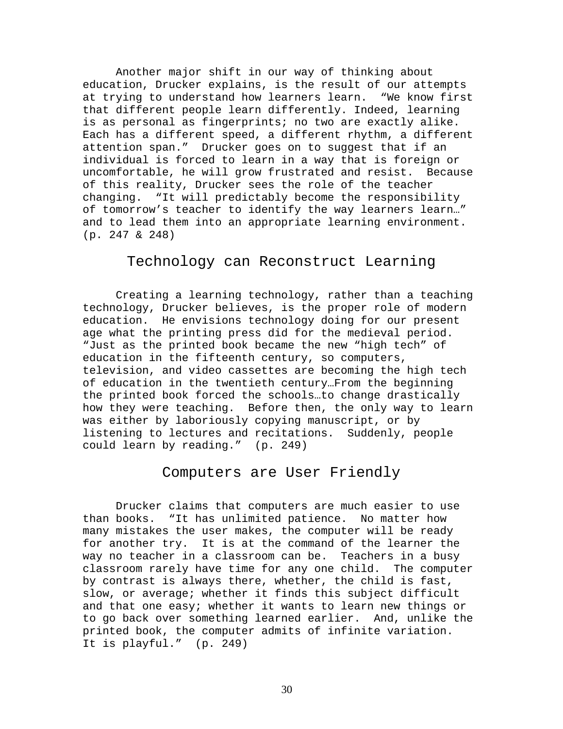Another major shift in our way of thinking about education, Drucker explains, is the result of our attempts at trying to understand how learners learn. "We know first that different people learn differently. Indeed, learning is as personal as fingerprints; no two are exactly alike. Each has a different speed, a different rhythm, a different attention span." Drucker goes on to suggest that if an individual is forced to learn in a way that is foreign or uncomfortable, he will grow frustrated and resist. Because of this reality, Drucker sees the role of the teacher changing. "It will predictably become the responsibility of tomorrow's teacher to identify the way learners learn…" and to lead them into an appropriate learning environment. (p. 247 & 248)

## Technology can Reconstruct Learning

Creating a learning technology, rather than a teaching technology, Drucker believes, is the proper role of modern education. He envisions technology doing for our present age what the printing press did for the medieval period. "Just as the printed book became the new "high tech" of education in the fifteenth century, so computers, television, and video cassettes are becoming the high tech of education in the twentieth century…From the beginning the printed book forced the schools…to change drastically how they were teaching. Before then, the only way to learn was either by laboriously copying manuscript, or by listening to lectures and recitations. Suddenly, people could learn by reading." (p. 249)

## Computers are User Friendly

Drucker claims that computers are much easier to use than books. "It has unlimited patience. No matter how many mistakes the user makes, the computer will be ready for another try. It is at the command of the learner the way no teacher in a classroom can be. Teachers in a busy classroom rarely have time for any one child. The computer by contrast is always there, whether, the child is fast, slow, or average; whether it finds this subject difficult and that one easy; whether it wants to learn new things or to go back over something learned earlier. And, unlike the printed book, the computer admits of infinite variation. It is playful." (p. 249)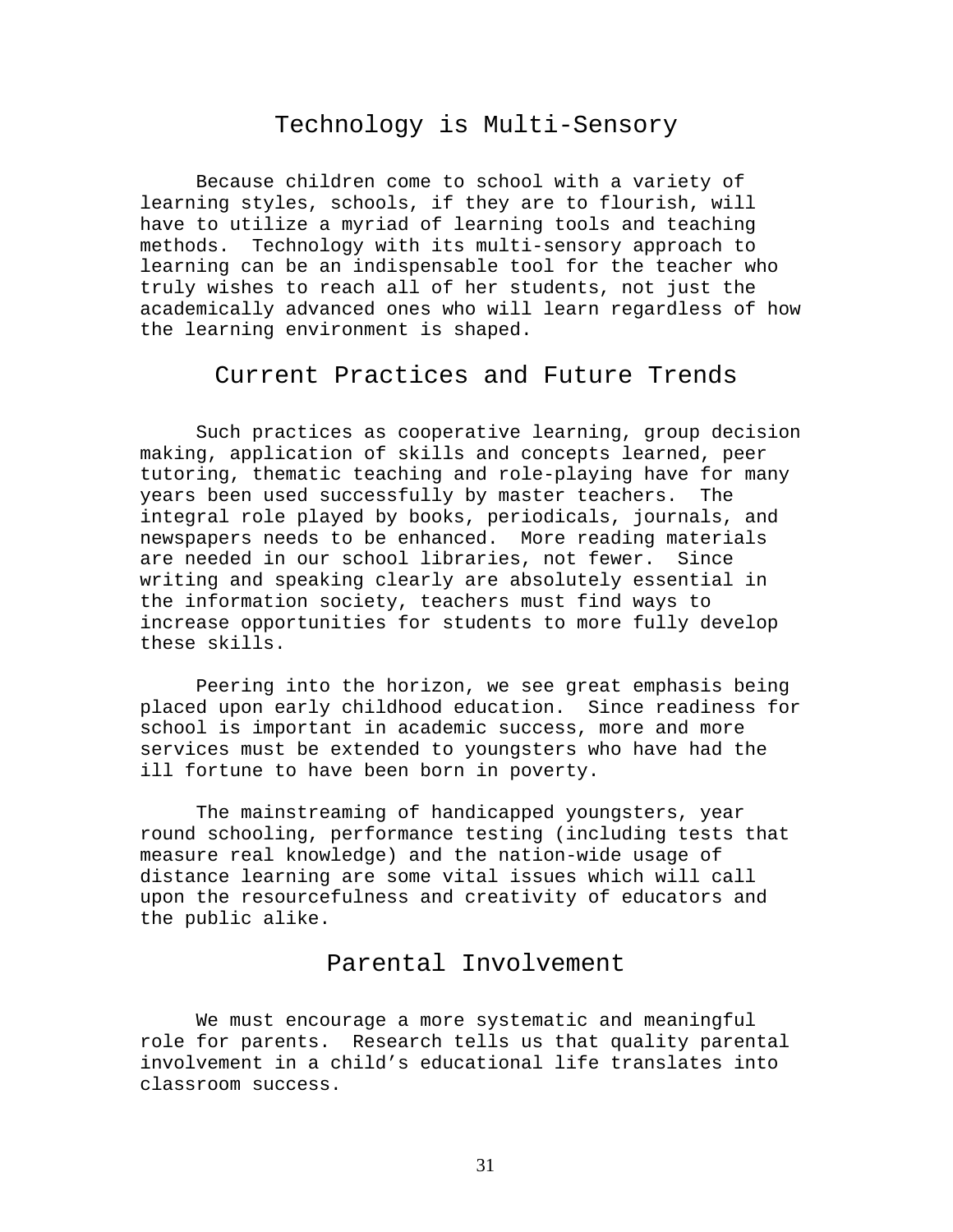## Technology is Multi-Sensory

Because children come to school with a variety of learning styles, schools, if they are to flourish, will have to utilize a myriad of learning tools and teaching methods. Technology with its multi-sensory approach to learning can be an indispensable tool for the teacher who truly wishes to reach all of her students, not just the academically advanced ones who will learn regardless of how the learning environment is shaped.

## Current Practices and Future Trends

Such practices as cooperative learning, group decision making, application of skills and concepts learned, peer tutoring, thematic teaching and role-playing have for many years been used successfully by master teachers. The integral role played by books, periodicals, journals, and newspapers needs to be enhanced. More reading materials are needed in our school libraries, not fewer. Since writing and speaking clearly are absolutely essential in the information society, teachers must find ways to increase opportunities for students to more fully develop these skills.

Peering into the horizon, we see great emphasis being placed upon early childhood education. Since readiness for school is important in academic success, more and more services must be extended to youngsters who have had the ill fortune to have been born in poverty.

The mainstreaming of handicapped youngsters, year round schooling, performance testing (including tests that measure real knowledge) and the nation-wide usage of distance learning are some vital issues which will call upon the resourcefulness and creativity of educators and the public alike.

## Parental Involvement

We must encourage a more systematic and meaningful role for parents. Research tells us that quality parental involvement in a child’s educational life translates into classroom success.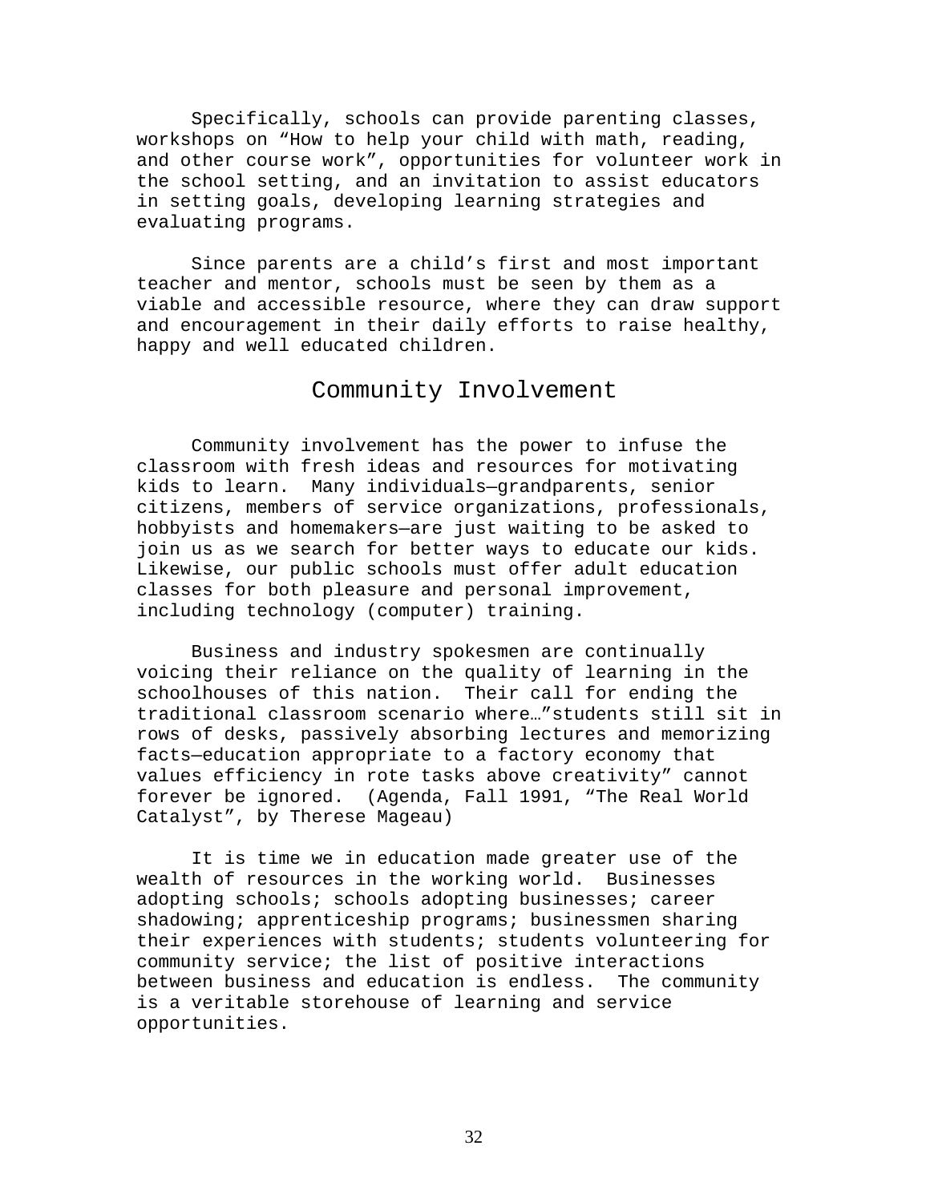Specifically, schools can provide parenting classes, workshops on "How to help your child with math, reading, and other course work", opportunities for volunteer work in the school setting, and an invitation to assist educators in setting goals, developing learning strategies and evaluating programs.

Since parents are a child's first and most important teacher and mentor, schools must be seen by them as a viable and accessible resource, where they can draw support and encouragement in their daily efforts to raise healthy, happy and well educated children.

## Community Involvement

Community involvement has the power to infuse the classroom with fresh ideas and resources for motivating kids to learn. Many individuals—grandparents, senior citizens, members of service organizations, professionals, hobbyists and homemakers—are just waiting to be asked to join us as we search for better ways to educate our kids. Likewise, our public schools must offer adult education classes for both pleasure and personal improvement, including technology (computer) training.

Business and industry spokesmen are continually voicing their reliance on the quality of learning in the schoolhouses of this nation. Their call for ending the traditional classroom scenario where…"students still sit in rows of desks, passively absorbing lectures and memorizing facts—education appropriate to a factory economy that values efficiency in rote tasks above creativity" cannot forever be ignored. (Agenda, Fall 1991, "The Real World Catalyst", by Therese Mageau)

It is time we in education made greater use of the wealth of resources in the working world. Businesses adopting schools; schools adopting businesses; career shadowing; apprenticeship programs; businessmen sharing their experiences with students; students volunteering for community service; the list of positive interactions between business and education is endless. The community is a veritable storehouse of learning and service opportunities.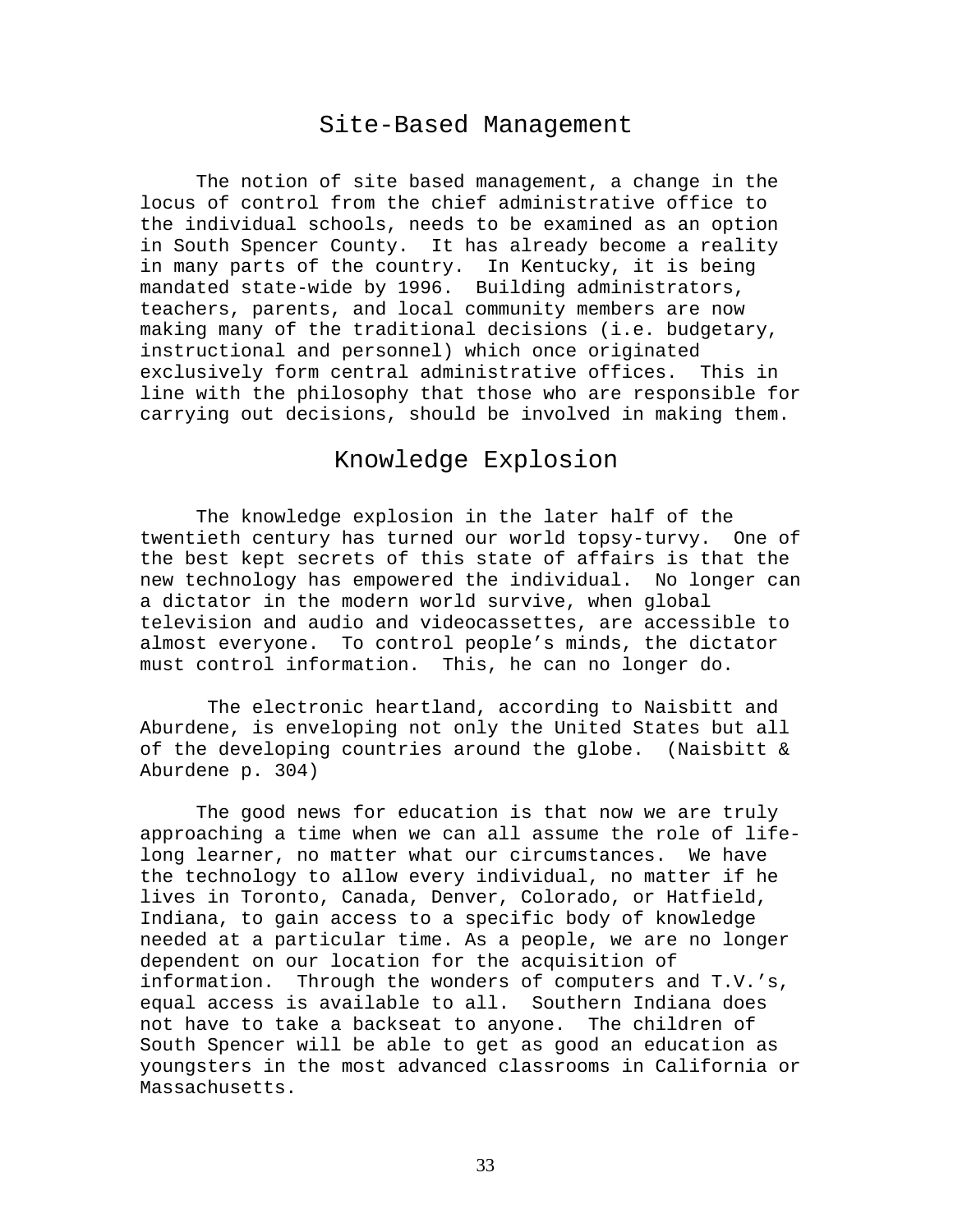# Site-Based Management

The notion of site based management, a change in the locus of control from the chief administrative office to the individual schools, needs to be examined as an option in South Spencer County. It has already become a reality in many parts of the country. In Kentucky, it is being mandated state-wide by 1996. Building administrators, teachers, parents, and local community members are now making many of the traditional decisions (i.e. budgetary, instructional and personnel) which once originated exclusively form central administrative offices. This in line with the philosophy that those who are responsible for carrying out decisions, should be involved in making them.

# Knowledge Explosion

The knowledge explosion in the later half of the twentieth century has turned our world topsy-turvy. One of the best kept secrets of this state of affairs is that the new technology has empowered the individual. No longer can a dictator in the modern world survive, when global television and audio and videocassettes, are accessible to almost everyone. To control people's minds, the dictator must control information. This, he can no longer do.

The electronic heartland, according to Naisbitt and Aburdene, is enveloping not only the United States but all of the developing countries around the globe. (Naisbitt & Aburdene p. 304)

The good news for education is that now we are truly approaching a time when we can all assume the role of life-long learner, no matter what our circumstances. We have the technology to allow every individual, no matter if he lives in Toronto, Canada, Denver, Colorado, or Hatfield, Indiana, to gain access to a specific body of knowledge needed at a particular time. As a people, we are no longer dependent on our location for the acquisition of information. Through the wonders of computers and T.V.'s, equal access is available to all. Southern Indiana does not have to take a backseat to anyone. The children of South Spencer will be able to get as good an education as youngsters in the most advanced classrooms in California or Massachusetts.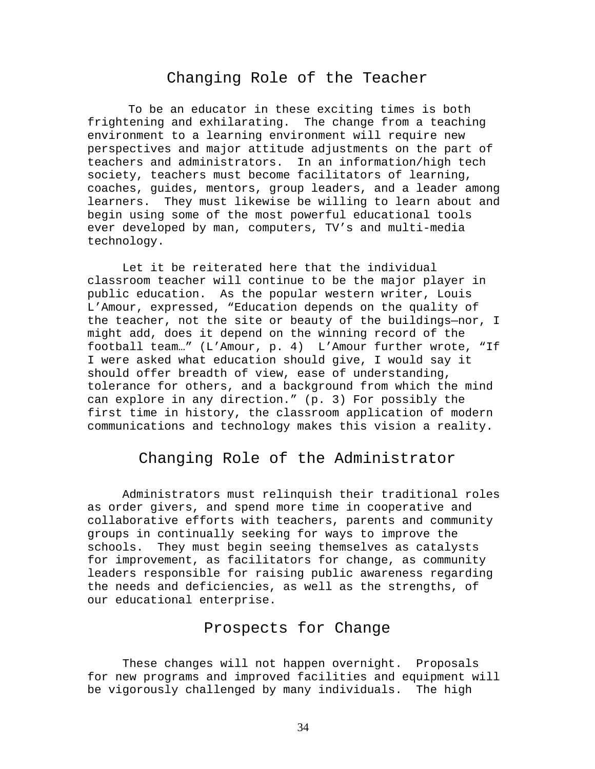## Changing Role of the Teacher

To be an educator in these exciting times is both frightening and exhilarating. The change from a teaching environment to a learning environment will require new perspectives and major attitude adjustments on the part of teachers and administrators. In an information/high tech society, teachers must become facilitators of learning, coaches, guides, mentors, group leaders, and a leader among learners. They must likewise be willing to learn about and begin using some of the most powerful educational tools ever developed by man, computers, TV's and multi-media technology.

Let it be reiterated here that the individual classroom teacher will continue to be the major player in public education. As the popular western writer, Louis L'Amour, expressed, "Education depends on the quality of the teacher, not the site or beauty of the buildings—nor, I might add, does it depend on the winning record of the football team…" (L'Amour, p. 4) L'Amour further wrote, "If I were asked what education should give, I would say it should offer breadth of view, ease of understanding, tolerance for others, and a background from which the mind can explore in any direction." (p. 3) For possibly the first time in history, the classroom application of modern communications and technology makes this vision a reality.

## Changing Role of the Administrator

Administrators must relinquish their traditional roles as order givers, and spend more time in cooperative and collaborative efforts with teachers, parents and community groups in continually seeking for ways to improve the schools. They must begin seeing themselves as catalysts for improvement, as facilitators for change, as community leaders responsible for raising public awareness regarding the needs and deficiencies, as well as the strengths, of our educational enterprise.

## Prospects for Change

These changes will not happen overnight. Proposals for new programs and improved facilities and equipment will be vigorously challenged by many individuals. The high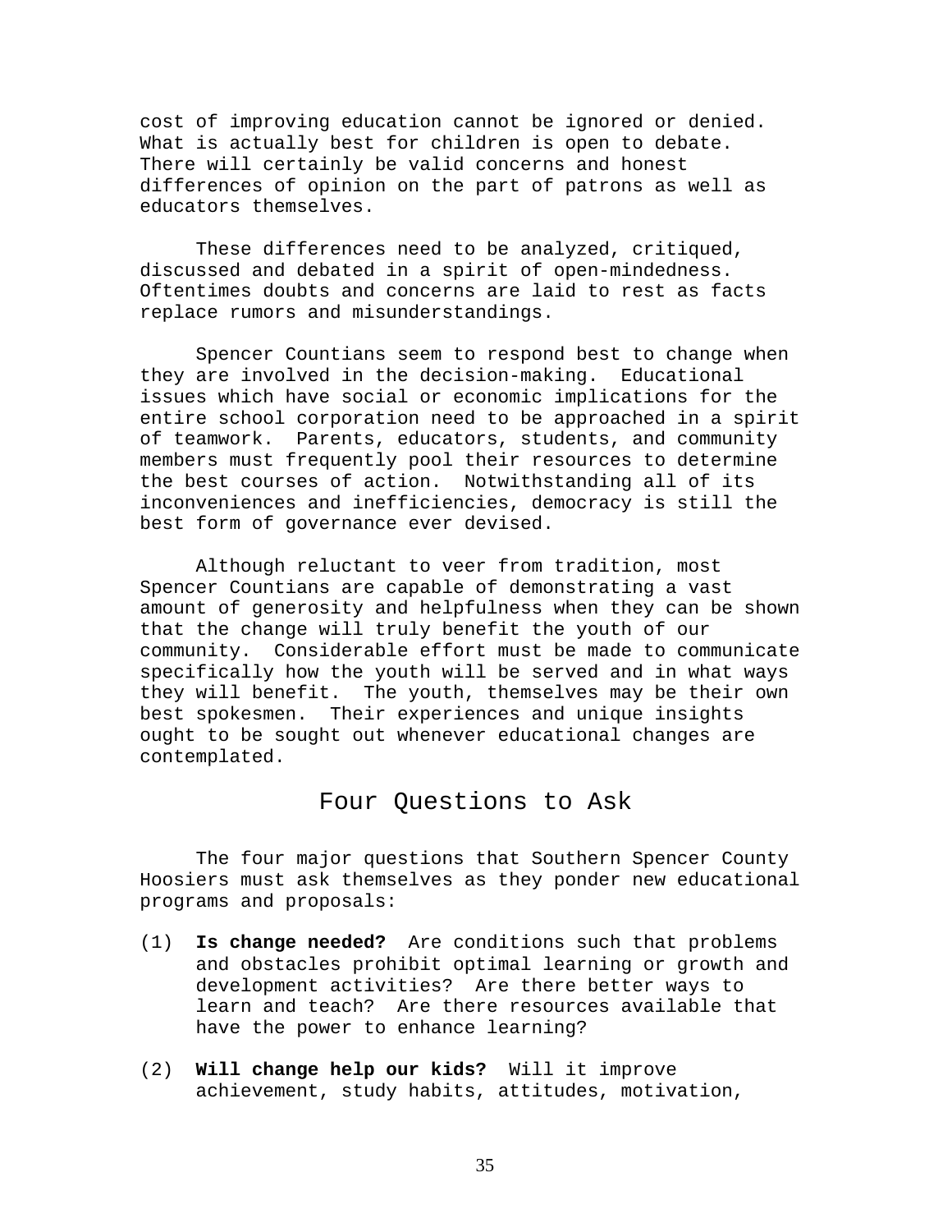cost of improving education cannot be ignored or denied. What is actually best for children is open to debate. There will certainly be valid concerns and honest differences of opinion on the part of patrons as well as educators themselves.

These differences need to be analyzed, critiqued, discussed and debated in a spirit of open-mindedness. Oftentimes doubts and concerns are laid to rest as facts replace rumors and misunderstandings.

Spencer Countians seem to respond best to change when they are involved in the decision-making. Educational issues which have social or economic implications for the entire school corporation need to be approached in a spirit of teamwork. Parents, educators, students, and community members must frequently pool their resources to determine the best courses of action. Notwithstanding all of its inconveniences and inefficiencies, democracy is still the best form of governance ever devised.

Although reluctant to veer from tradition, most Spencer Countians are capable of demonstrating a vast amount of generosity and helpfulness when they can be shown that the change will truly benefit the youth of our community. Considerable effort must be made to communicate specifically how the youth will be served and in what ways they will benefit. The youth, themselves may be their own best spokesmen. Their experiences and unique insights ought to be sought out whenever educational changes are contemplated.

## Four Questions to Ask

The four major questions that Southern Spencer County Hoosiers must ask themselves as they ponder new educational programs and proposals:

(1) **Is change needed?** Are conditions such that problems and obstacles prohibit optimal learning or growth and development activities? Are there better ways to learn and teach? Are there resources available that have the power to enhance learning?

(2) **Will change help our kids?** Will it improve achievement, study habits, attitudes, motivation,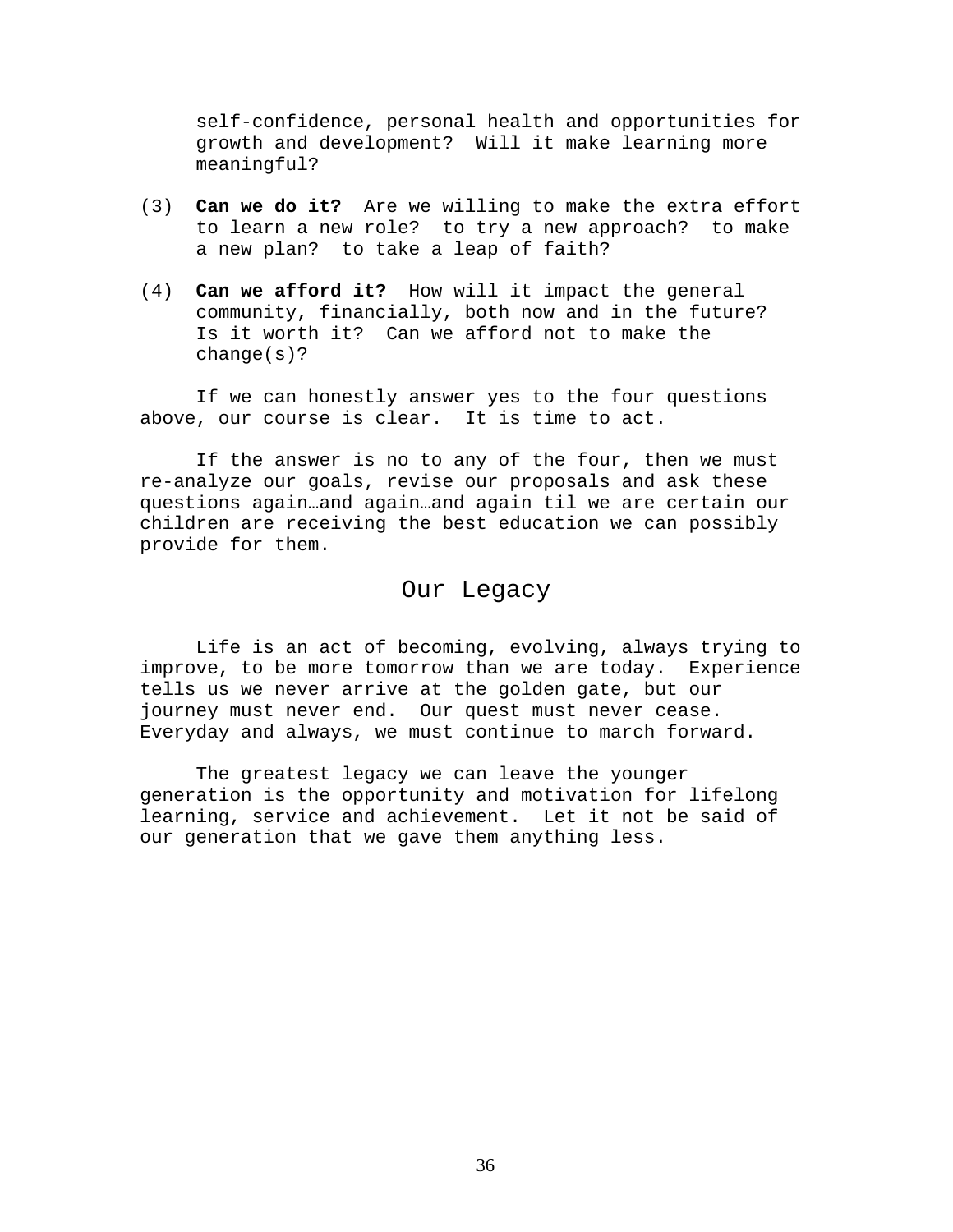self-confidence, personal health and opportunities for growth and development? Will it make learning more meaningful?

(3) **Can we do it?** Are we willing to make the extra effort to learn a new role? to try a new approach? to make a new plan? to take a leap of faith?

(4) **Can we afford it?** How will it impact the general community, financially, both now and in the future? Is it worth it? Can we afford not to make the change(s)?

If we can honestly answer yes to the four questions above, our course is clear. It is time to act.

If the answer is no to any of the four, then we must re-analyze our goals, revise our proposals and ask these questions again…and again…and again til we are certain our children are receiving the best education we can possibly provide for them.

## Our Legacy

Life is an act of becoming, evolving, always trying to improve, to be more tomorrow than we are today. Experience tells us we never arrive at the golden gate, but our journey must never end. Our quest must never cease. Everyday and always, we must continue to march forward.

The greatest legacy we can leave the younger generation is the opportunity and motivation for lifelong learning, service and achievement. Let it not be said of our generation that we gave them anything less.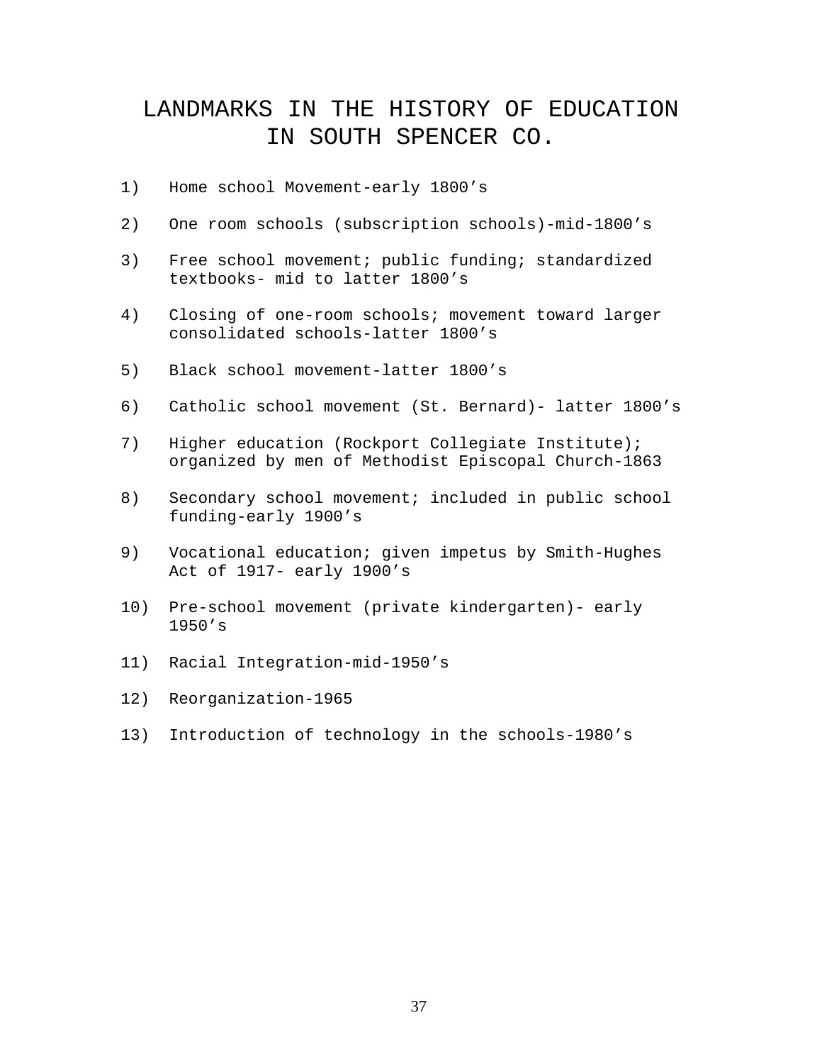# LANDMARKS IN THE HISTORY OF EDUCATION IN SOUTH SPENCER CO.

1) Home school Movement-early 1800's
2) One room schools (subscription schools)-mid-1800's
3) Free school movement; public funding; standardized textbooks- mid to latter 1800's
4) Closing of one-room schools; movement toward larger consolidated schools-latter 1800's
5) Black school movement-latter 1800's
6) Catholic school movement (St. Bernard)- latter 1800's
7) Higher education (Rockport Collegiate Institute); organized by men of Methodist Episcopal Church-1863
8) Secondary school movement; included in public school funding-early 1900's
9) Vocational education; given impetus by Smith-Hughes Act of 1917- early 1900's
10) Pre-school movement (private kindergarten)- early 1950's
11) Racial Integration-mid-1950's
12) Reorganization-1965
13) Introduction of technology in the schools-1980's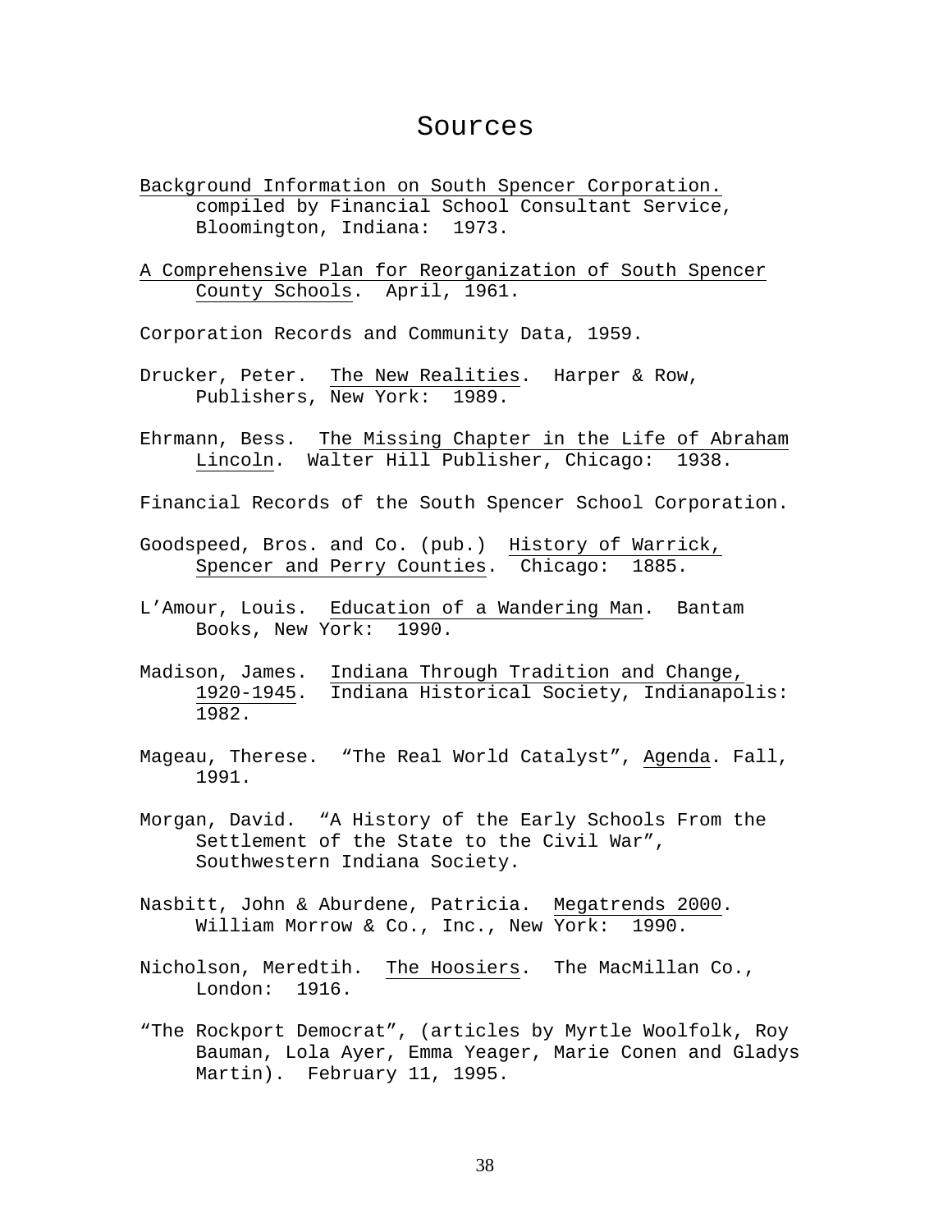# Sources

Background Information on South Spencer Corporation. compiled by Financial School Consultant Service, Bloomington, Indiana: 1973.

A Comprehensive Plan for Reorganization of South Spencer County Schools. April, 1961.

Corporation Records and Community Data, 1959.

Drucker, Peter. The New Realities. Harper & Row, Publishers, New York: 1989.

Ehrmann, Bess. The Missing Chapter in the Life of Abraham Lincoln. Walter Hill Publisher, Chicago: 1938.

Financial Records of the South Spencer School Corporation.

Goodspeed, Bros. and Co. (pub.) History of Warrick, Spencer and Perry Counties. Chicago: 1885.

L'Amour, Louis. Education of a Wandering Man. Bantam Books, New York: 1990.

Madison, James. Indiana Through Tradition and Change, 1920-1945. Indiana Historical Society, Indianapolis: 1982.

Mageau, Therese. "The Real World Catalyst", Agenda. Fall, 1991.

Morgan, David. "A History of the Early Schools From the Settlement of the State to the Civil War", Southwestern Indiana Society.

Nasbitt, John & Aburdene, Patricia. Megatrends 2000. William Morrow & Co., Inc., New York: 1990.

Nicholson, Meredtih. The Hoosiers. The MacMillan Co., London: 1916.

"The Rockport Democrat", (articles by Myrtle Woolfolk, Roy Bauman, Lola Ayer, Emma Yeager, Marie Conen and Gladys Martin). February 11, 1995.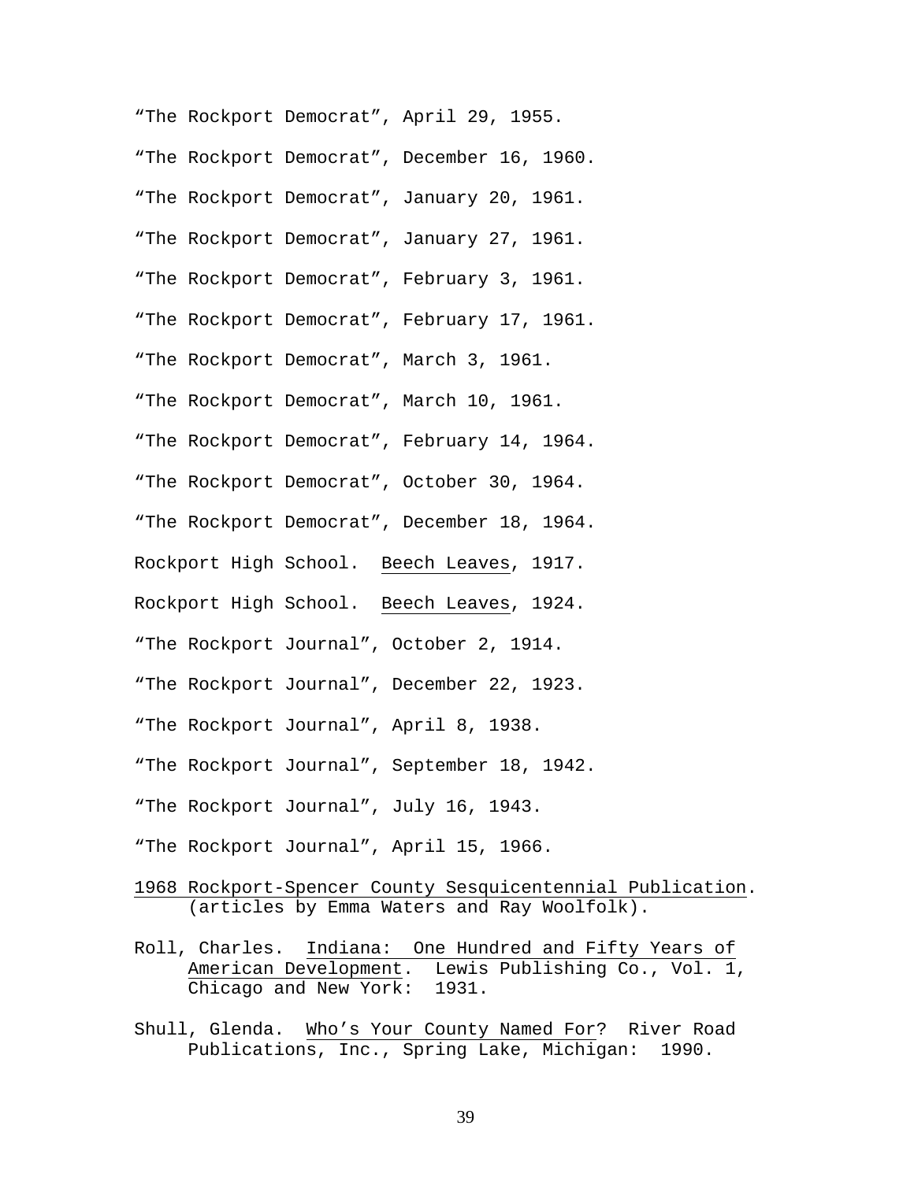"The Rockport Democrat", April 29, 1955.

"The Rockport Democrat", December 16, 1960.

"The Rockport Democrat", January 20, 1961.

"The Rockport Democrat", January 27, 1961.

"The Rockport Democrat", February 3, 1961.

"The Rockport Democrat", February 17, 1961.

"The Rockport Democrat", March 3, 1961.

"The Rockport Democrat", March 10, 1961.

"The Rockport Democrat", February 14, 1964.

"The Rockport Democrat", October 30, 1964.

"The Rockport Democrat", December 18, 1964.

Rockport High School. Beech Leaves, 1917.

Rockport High School. Beech Leaves, 1924.

"The Rockport Journal", October 2, 1914.

"The Rockport Journal", December 22, 1923.

"The Rockport Journal", April 8, 1938.

"The Rockport Journal", September 18, 1942.

"The Rockport Journal", July 16, 1943.

"The Rockport Journal", April 15, 1966.

1968 Rockport-Spencer County Sesquicentennial Publication. (articles by Emma Waters and Ray Woolfolk).

Roll, Charles. Indiana: One Hundred and Fifty Years of American Development. Lewis Publishing Co., Vol. 1, Chicago and New York: 1931.

Shull, Glenda. Who's Your County Named For? River Road Publications, Inc., Spring Lake, Michigan: 1990.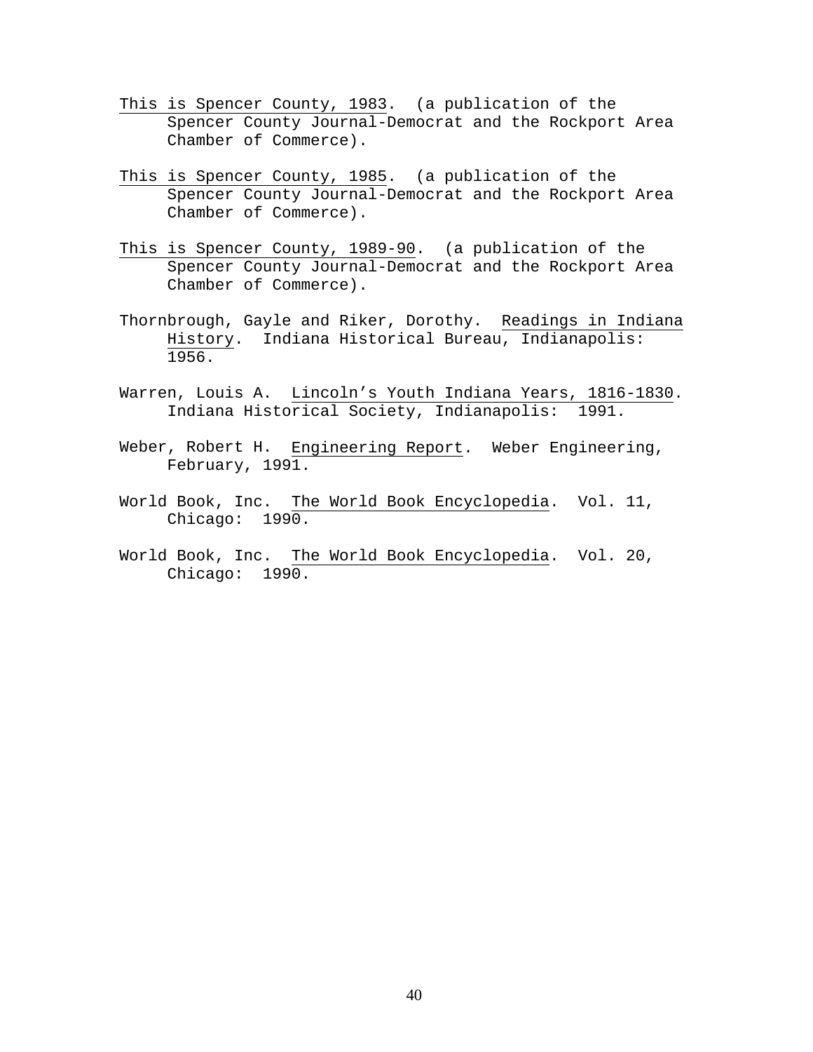This is Spencer County, 1983. (a publication of the Spencer County Journal-Democrat and the Rockport Area Chamber of Commerce).

This is Spencer County, 1985. (a publication of the Spencer County Journal-Democrat and the Rockport Area Chamber of Commerce).

This is Spencer County, 1989-90. (a publication of the Spencer County Journal-Democrat and the Rockport Area Chamber of Commerce).

Thornbrough, Gayle and Riker, Dorothy. Readings in Indiana History. Indiana Historical Bureau, Indianapolis: 1956.

Warren, Louis A. Lincoln's Youth Indiana Years, 1816-1830. Indiana Historical Society, Indianapolis: 1991.

Weber, Robert H. Engineering Report. Weber Engineering, February, 1991.

World Book, Inc. The World Book Encyclopedia. Vol. 11, Chicago: 1990.

World Book, Inc. The World Book Encyclopedia. Vol. 20, Chicago: 1990.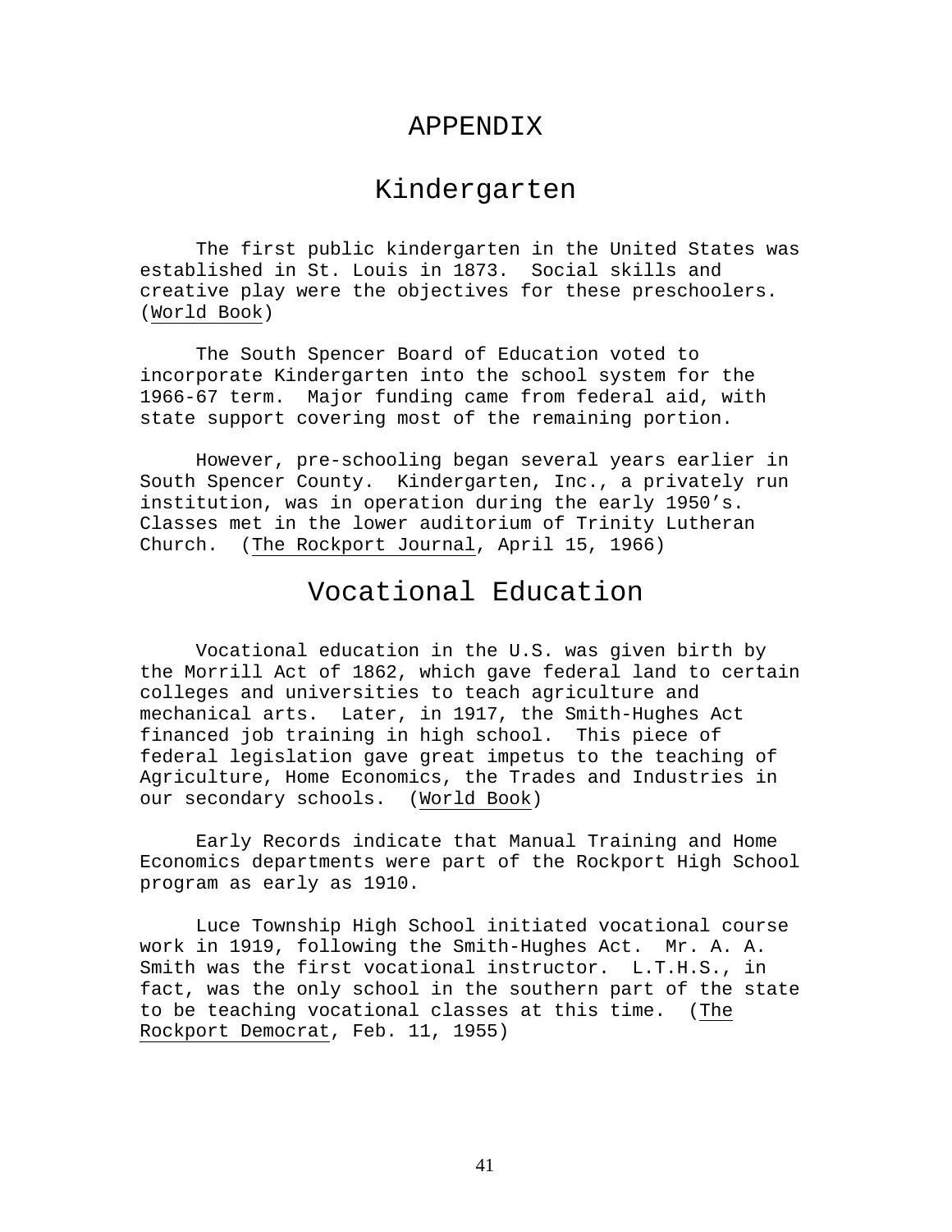# APPENDIX

## Kindergarten

The first public kindergarten in the United States was established in St. Louis in 1873. Social skills and creative play were the objectives for these preschoolers. (World Book)

The South Spencer Board of Education voted to incorporate Kindergarten into the school system for the 1966-67 term. Major funding came from federal aid, with state support covering most of the remaining portion.

However, pre-schooling began several years earlier in South Spencer County. Kindergarten, Inc., a privately run institution, was in operation during the early 1950's. Classes met in the lower auditorium of Trinity Lutheran Church. (The Rockport Journal, April 15, 1966)

## Vocational Education

Vocational education in the U.S. was given birth by the Morrill Act of 1862, which gave federal land to certain colleges and universities to teach agriculture and mechanical arts. Later, in 1917, the Smith-Hughes Act financed job training in high school. This piece of federal legislation gave great impetus to the teaching of Agriculture, Home Economics, the Trades and Industries in our secondary schools. (World Book)

Early Records indicate that Manual Training and Home Economics departments were part of the Rockport High School program as early as 1910.

Luce Township High School initiated vocational course work in 1919, following the Smith-Hughes Act. Mr. A. A. Smith was the first vocational instructor. L.T.H.S., in fact, was the only school in the southern part of the state to be teaching vocational classes at this time. (The Rockport Democrat, Feb. 11, 1955)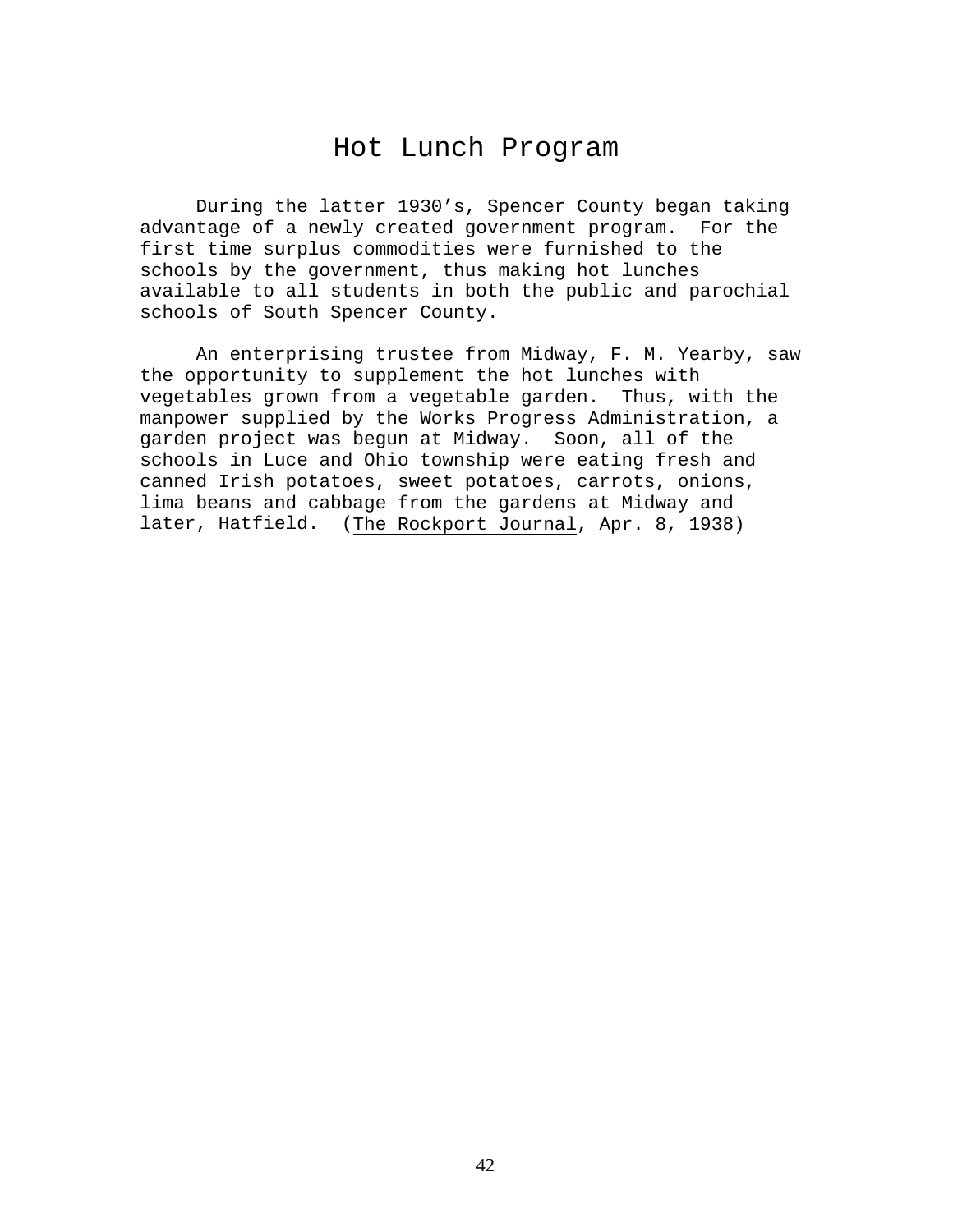# Hot Lunch Program

During the latter 1930's, Spencer County began taking advantage of a newly created government program. For the first time surplus commodities were furnished to the schools by the government, thus making hot lunches available to all students in both the public and parochial schools of South Spencer County.

An enterprising trustee from Midway, F. M. Yearby, saw the opportunity to supplement the hot lunches with vegetables grown from a vegetable garden. Thus, with the manpower supplied by the Works Progress Administration, a garden project was begun at Midway. Soon, all of the schools in Luce and Ohio township were eating fresh and canned Irish potatoes, sweet potatoes, carrots, onions, lima beans and cabbage from the gardens at Midway and later, Hatfield. (The Rockport Journal, Apr. 8, 1938)